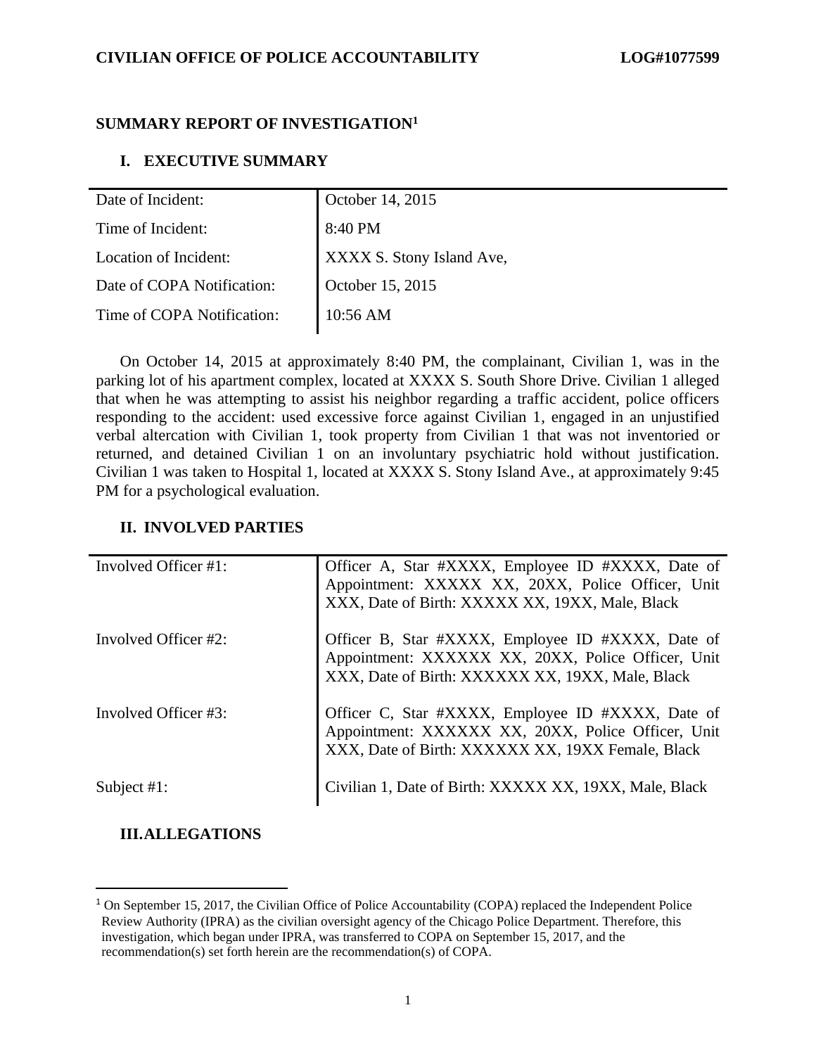**CIVILIAN OFFICE OF POLICE ACCOUNTABILITY LOG#1077599**

## SUMMARY REPORT OF INVESTIGATION[1]

### I. EXECUTIVE SUMMARY

| | |
|---|---|
| Date of Incident: | October 14, 2015 |
| Time of Incident: | 8:40 PM |
| Location of Incident: | XXXX S. Stony Island Ave, |
| Date of COPA Notification: | October 15, 2015 |
| Time of COPA Notification: | 10:56 AM |

On October 14, 2015 at approximately 8:40 PM, the complainant, Civilian 1, was in the parking lot of his apartment complex, located at XXXX S. South Shore Drive. Civilian 1 alleged that when he was attempting to assist his neighbor regarding a traffic accident, police officers responding to the accident: used excessive force against Civilian 1, engaged in an unjustified verbal altercation with Civilian 1, took property from Civilian 1 that was not inventoried or returned, and detained Civilian 1 on an involuntary psychiatric hold without justification. Civilian 1 was taken to Hospital 1, located at XXXX S. Stony Island Ave., at approximately 9:45 PM for a psychological evaluation.

### II. INVOLVED PARTIES

| | |
|---|---|
| Involved Officer #1: | Officer A, Star #XXXX, Employee ID #XXXX, Date of Appointment: XXXXX XX, 20XX, Police Officer, Unit XXX, Date of Birth: XXXXX XX, 19XX, Male, Black |
| Involved Officer #2: | Officer B, Star #XXXX, Employee ID #XXXX, Date of Appointment: XXXXXX XX, 20XX, Police Officer, Unit XXX, Date of Birth: XXXXXX XX, 19XX, Male, Black |
| Involved Officer #3: | Officer C, Star #XXXX, Employee ID #XXXX, Date of Appointment: XXXXXX XX, 20XX, Police Officer, Unit XXX, Date of Birth: XXXXXX XX, 19XX Female, Black |
| Subject #1: | Civilian 1, Date of Birth: XXXXX XX, 19XX, Male, Black |

### III. ALLEGATIONS

[1] On September 15, 2017, the Civilian Office of Police Accountability (COPA) replaced the Independent Police Review Authority (IPRA) as the civilian oversight agency of the Chicago Police Department. Therefore, this investigation, which began under IPRA, was transferred to COPA on September 15, 2017, and the recommendation(s) set forth herein are the recommendation(s) of COPA.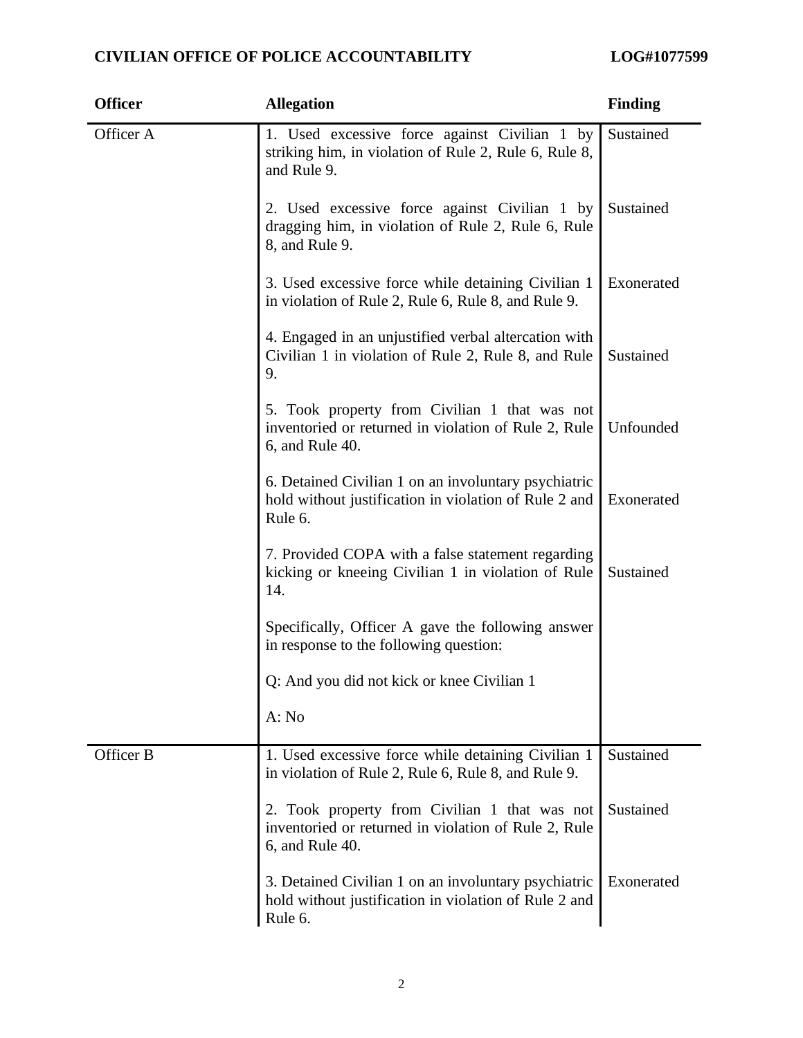| Officer | Allegation | Finding |
|---|---|---|
| Officer A | 1. Used excessive force against Civilian 1 by striking him, in violation of Rule 2, Rule 6, Rule 8, and Rule 9. | Sustained |
| | 2. Used excessive force against Civilian 1 by dragging him, in violation of Rule 2, Rule 6, Rule 8, and Rule 9. | Sustained |
| | 3. Used excessive force while detaining Civilian 1 in violation of Rule 2, Rule 6, Rule 8, and Rule 9. | Exonerated |
| | 4. Engaged in an unjustified verbal altercation with Civilian 1 in violation of Rule 2, Rule 8, and Rule 9. | Sustained |
| | 5. Took property from Civilian 1 that was not inventoried or returned in violation of Rule 2, Rule 6, and Rule 40. | Unfounded |
| | 6. Detained Civilian 1 on an involuntary psychiatric hold without justification in violation of Rule 2 and Rule 6. | Exonerated |
| | 7. Provided COPA with a false statement regarding kicking or kneeing Civilian 1 in violation of Rule 14.<br><br>Specifically, Officer A gave the following answer in response to the following question:<br><br>Q: And you did not kick or knee Civilian 1<br><br>A: No | Sustained |
| Officer B | 1. Used excessive force while detaining Civilian 1 in violation of Rule 2, Rule 6, Rule 8, and Rule 9. | Sustained |
| | 2. Took property from Civilian 1 that was not inventoried or returned in violation of Rule 2, Rule 6, and Rule 40. | Sustained |
| | 3. Detained Civilian 1 on an involuntary psychiatric hold without justification in violation of Rule 2 and Rule 6. | Exonerated |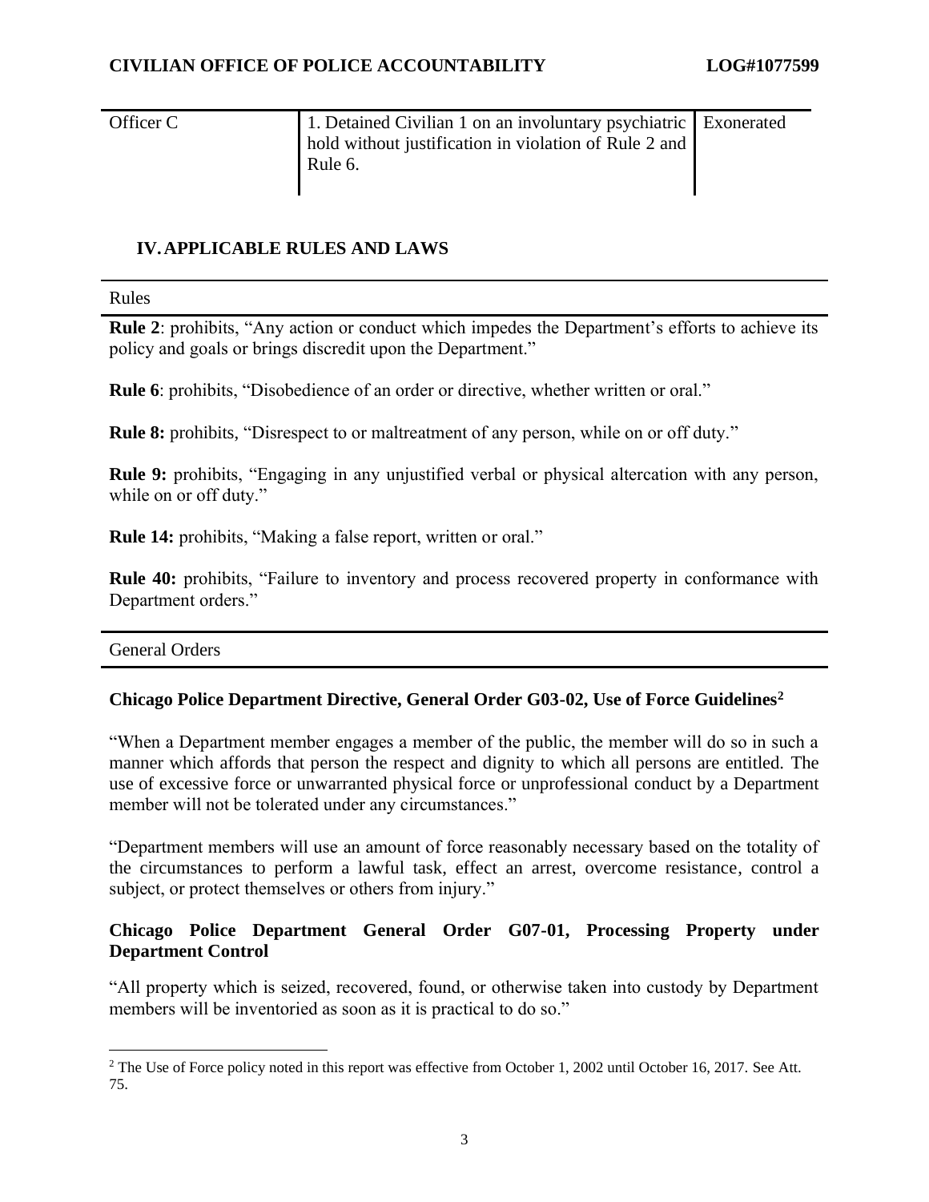| | | |
|---|---|---|
| Officer C | 1. Detained Civilian 1 on an involuntary psychiatric hold without justification in violation of Rule 2 and Rule 6. | Exonerated |

## IV. APPLICABLE RULES AND LAWS

| Rules |
|---|

**Rule 2**: prohibits, "Any action or conduct which impedes the Department's efforts to achieve its policy and goals or brings discredit upon the Department."

**Rule 6**: prohibits, "Disobedience of an order or directive, whether written or oral."

**Rule 8:** prohibits, "Disrespect to or maltreatment of any person, while on or off duty."

**Rule 9:** prohibits, "Engaging in any unjustified verbal or physical altercation with any person, while on or off duty."

**Rule 14:** prohibits, "Making a false report, written or oral."

**Rule 40:** prohibits, "Failure to inventory and process recovered property in conformance with Department orders."

| General Orders |
|---|

**Chicago Police Department Directive, General Order G03-02, Use of Force Guidelines[2]**

"When a Department member engages a member of the public, the member will do so in such a manner which affords that person the respect and dignity to which all persons are entitled. The use of excessive force or unwarranted physical force or unprofessional conduct by a Department member will not be tolerated under any circumstances."

"Department members will use an amount of force reasonably necessary based on the totality of the circumstances to perform a lawful task, effect an arrest, overcome resistance, control a subject, or protect themselves or others from injury."

**Chicago Police Department General Order G07-01, Processing Property under Department Control**

"All property which is seized, recovered, found, or otherwise taken into custody by Department members will be inventoried as soon as it is practical to do so."

---

[2] The Use of Force policy noted in this report was effective from October 1, 2002 until October 16, 2017. See Att. 75.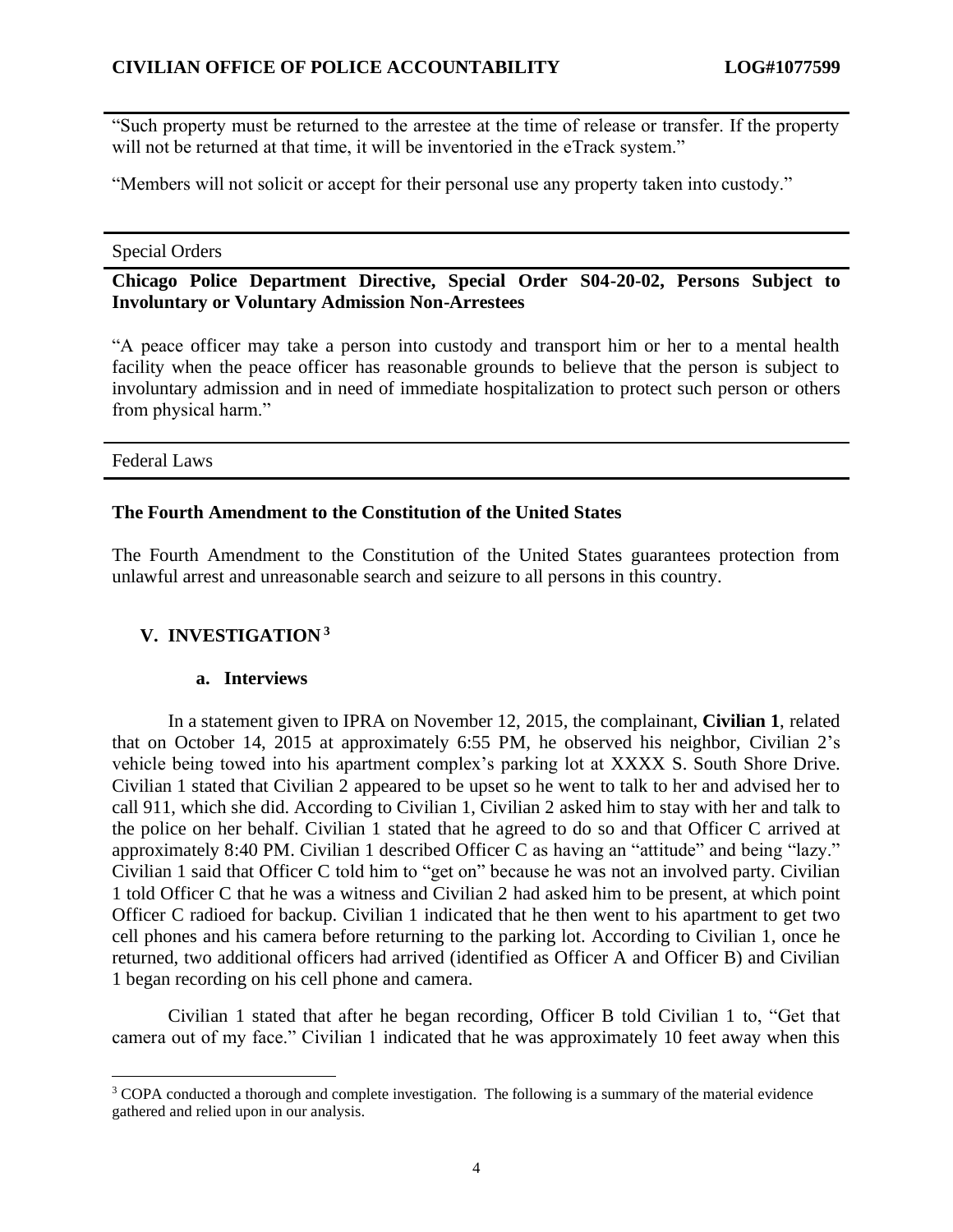"Such property must be returned to the arrestee at the time of release or transfer. If the property will not be returned at that time, it will be inventoried in the eTrack system."

"Members will not solicit or accept for their personal use any property taken into custody."

Special Orders

**Chicago Police Department Directive, Special Order S04-20-02, Persons Subject to Involuntary or Voluntary Admission Non-Arrestees**

"A peace officer may take a person into custody and transport him or her to a mental health facility when the peace officer has reasonable grounds to believe that the person is subject to involuntary admission and in need of immediate hospitalization to protect such person or others from physical harm."

Federal Laws

**The Fourth Amendment to the Constitution of the United States**

The Fourth Amendment to the Constitution of the United States guarantees protection from unlawful arrest and unreasonable search and seizure to all persons in this country.

## V. INVESTIGATION[3]

### a. Interviews

In a statement given to IPRA on November 12, 2015, the complainant, **Civilian 1**, related that on October 14, 2015 at approximately 6:55 PM, he observed his neighbor, Civilian 2's vehicle being towed into his apartment complex's parking lot at XXXX S. South Shore Drive. Civilian 1 stated that Civilian 2 appeared to be upset so he went to talk to her and advised her to call 911, which she did. According to Civilian 1, Civilian 2 asked him to stay with her and talk to the police on her behalf. Civilian 1 stated that he agreed to do so and that Officer C arrived at approximately 8:40 PM. Civilian 1 described Officer C as having an "attitude" and being "lazy." Civilian 1 said that Officer C told him to "get on" because he was not an involved party. Civilian 1 told Officer C that he was a witness and Civilian 2 had asked him to be present, at which point Officer C radioed for backup. Civilian 1 indicated that he then went to his apartment to get two cell phones and his camera before returning to the parking lot. According to Civilian 1, once he returned, two additional officers had arrived (identified as Officer A and Officer B) and Civilian 1 began recording on his cell phone and camera.

Civilian 1 stated that after he began recording, Officer B told Civilian 1 to, "Get that camera out of my face." Civilian 1 indicated that he was approximately 10 feet away when this

[3] COPA conducted a thorough and complete investigation. The following is a summary of the material evidence gathered and relied upon in our analysis.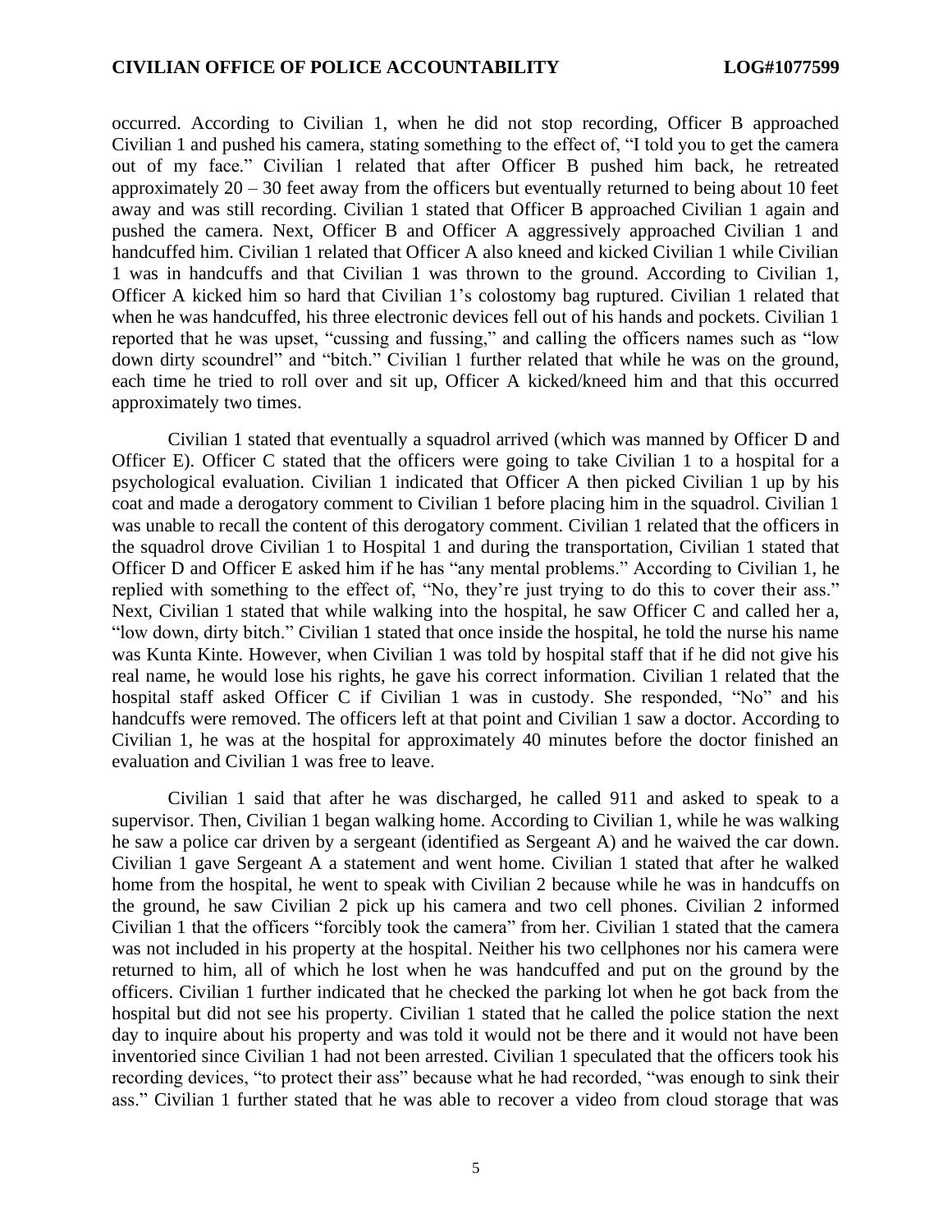occurred. According to Civilian 1, when he did not stop recording, Officer B approached Civilian 1 and pushed his camera, stating something to the effect of, "I told you to get the camera out of my face." Civilian 1 related that after Officer B pushed him back, he retreated approximately 20 – 30 feet away from the officers but eventually returned to being about 10 feet away and was still recording. Civilian 1 stated that Officer B approached Civilian 1 again and pushed the camera. Next, Officer B and Officer A aggressively approached Civilian 1 and handcuffed him. Civilian 1 related that Officer A also kneed and kicked Civilian 1 while Civilian 1 was in handcuffs and that Civilian 1 was thrown to the ground. According to Civilian 1, Officer A kicked him so hard that Civilian 1's colostomy bag ruptured. Civilian 1 related that when he was handcuffed, his three electronic devices fell out of his hands and pockets. Civilian 1 reported that he was upset, "cussing and fussing," and calling the officers names such as "low down dirty scoundrel" and "bitch." Civilian 1 further related that while he was on the ground, each time he tried to roll over and sit up, Officer A kicked/kneed him and that this occurred approximately two times.

Civilian 1 stated that eventually a squadrol arrived (which was manned by Officer D and Officer E). Officer C stated that the officers were going to take Civilian 1 to a hospital for a psychological evaluation. Civilian 1 indicated that Officer A then picked Civilian 1 up by his coat and made a derogatory comment to Civilian 1 before placing him in the squadrol. Civilian 1 was unable to recall the content of this derogatory comment. Civilian 1 related that the officers in the squadrol drove Civilian 1 to Hospital 1 and during the transportation, Civilian 1 stated that Officer D and Officer E asked him if he has "any mental problems." According to Civilian 1, he replied with something to the effect of, "No, they're just trying to do this to cover their ass." Next, Civilian 1 stated that while walking into the hospital, he saw Officer C and called her a, "low down, dirty bitch." Civilian 1 stated that once inside the hospital, he told the nurse his name was Kunta Kinte. However, when Civilian 1 was told by hospital staff that if he did not give his real name, he would lose his rights, he gave his correct information. Civilian 1 related that the hospital staff asked Officer C if Civilian 1 was in custody. She responded, "No" and his handcuffs were removed. The officers left at that point and Civilian 1 saw a doctor. According to Civilian 1, he was at the hospital for approximately 40 minutes before the doctor finished an evaluation and Civilian 1 was free to leave.

Civilian 1 said that after he was discharged, he called 911 and asked to speak to a supervisor. Then, Civilian 1 began walking home. According to Civilian 1, while he was walking he saw a police car driven by a sergeant (identified as Sergeant A) and he waived the car down. Civilian 1 gave Sergeant A a statement and went home. Civilian 1 stated that after he walked home from the hospital, he went to speak with Civilian 2 because while he was in handcuffs on the ground, he saw Civilian 2 pick up his camera and two cell phones. Civilian 2 informed Civilian 1 that the officers "forcibly took the camera" from her. Civilian 1 stated that the camera was not included in his property at the hospital. Neither his two cellphones nor his camera were returned to him, all of which he lost when he was handcuffed and put on the ground by the officers. Civilian 1 further indicated that he checked the parking lot when he got back from the hospital but did not see his property. Civilian 1 stated that he called the police station the next day to inquire about his property and was told it would not be there and it would not have been inventoried since Civilian 1 had not been arrested. Civilian 1 speculated that the officers took his recording devices, "to protect their ass" because what he had recorded, "was enough to sink their ass." Civilian 1 further stated that he was able to recover a video from cloud storage that was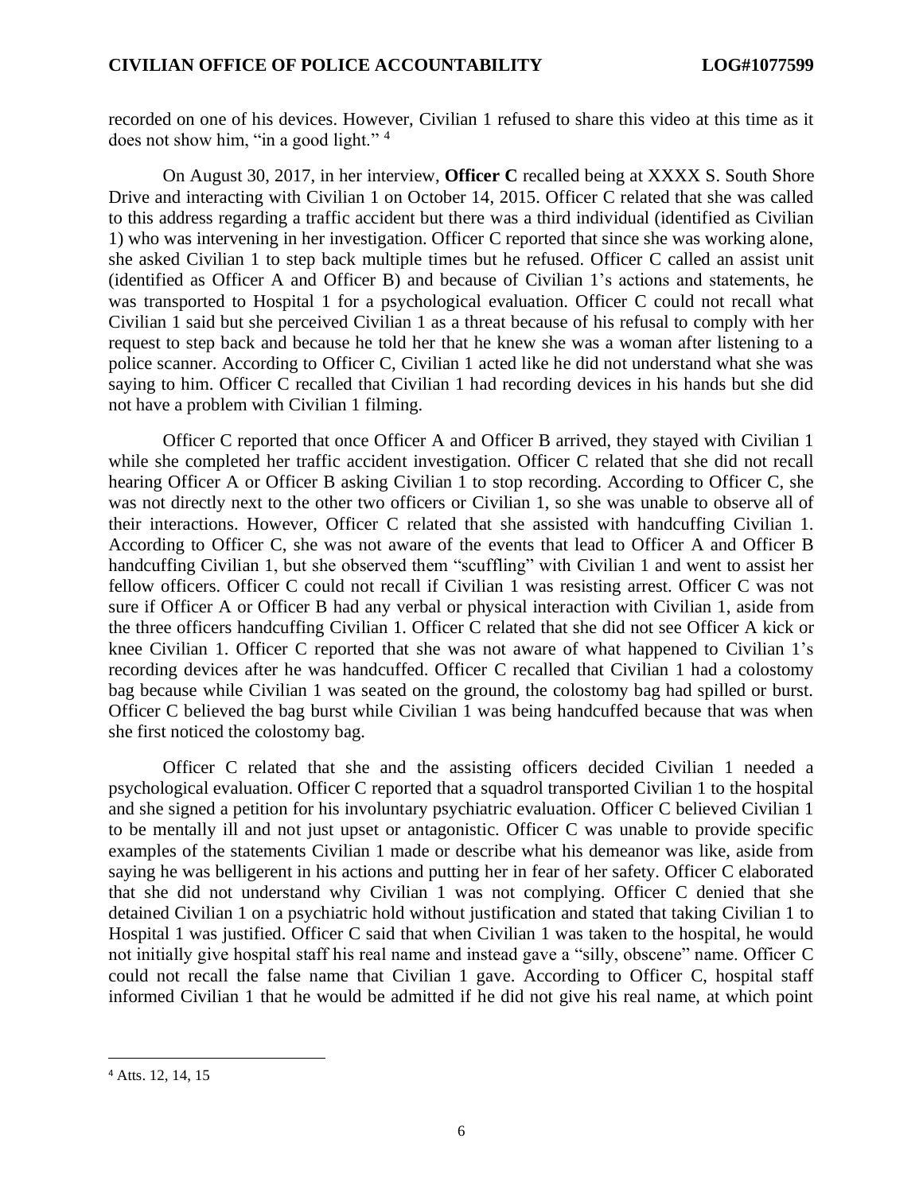recorded on one of his devices. However, Civilian 1 refused to share this video at this time as it does not show him, "in a good light." [4]

On August 30, 2017, in her interview, **Officer C** recalled being at XXXX S. South Shore Drive and interacting with Civilian 1 on October 14, 2015. Officer C related that she was called to this address regarding a traffic accident but there was a third individual (identified as Civilian 1) who was intervening in her investigation. Officer C reported that since she was working alone, she asked Civilian 1 to step back multiple times but he refused. Officer C called an assist unit (identified as Officer A and Officer B) and because of Civilian 1's actions and statements, he was transported to Hospital 1 for a psychological evaluation. Officer C could not recall what Civilian 1 said but she perceived Civilian 1 as a threat because of his refusal to comply with her request to step back and because he told her that he knew she was a woman after listening to a police scanner. According to Officer C, Civilian 1 acted like he did not understand what she was saying to him. Officer C recalled that Civilian 1 had recording devices in his hands but she did not have a problem with Civilian 1 filming.

Officer C reported that once Officer A and Officer B arrived, they stayed with Civilian 1 while she completed her traffic accident investigation. Officer C related that she did not recall hearing Officer A or Officer B asking Civilian 1 to stop recording. According to Officer C, she was not directly next to the other two officers or Civilian 1, so she was unable to observe all of their interactions. However, Officer C related that she assisted with handcuffing Civilian 1. According to Officer C, she was not aware of the events that lead to Officer A and Officer B handcuffing Civilian 1, but she observed them "scuffling" with Civilian 1 and went to assist her fellow officers. Officer C could not recall if Civilian 1 was resisting arrest. Officer C was not sure if Officer A or Officer B had any verbal or physical interaction with Civilian 1, aside from the three officers handcuffing Civilian 1. Officer C related that she did not see Officer A kick or knee Civilian 1. Officer C reported that she was not aware of what happened to Civilian 1's recording devices after he was handcuffed. Officer C recalled that Civilian 1 had a colostomy bag because while Civilian 1 was seated on the ground, the colostomy bag had spilled or burst. Officer C believed the bag burst while Civilian 1 was being handcuffed because that was when she first noticed the colostomy bag.

Officer C related that she and the assisting officers decided Civilian 1 needed a psychological evaluation. Officer C reported that a squadrol transported Civilian 1 to the hospital and she signed a petition for his involuntary psychiatric evaluation. Officer C believed Civilian 1 to be mentally ill and not just upset or antagonistic. Officer C was unable to provide specific examples of the statements Civilian 1 made or describe what his demeanor was like, aside from saying he was belligerent in his actions and putting her in fear of her safety. Officer C elaborated that she did not understand why Civilian 1 was not complying. Officer C denied that she detained Civilian 1 on a psychiatric hold without justification and stated that taking Civilian 1 to Hospital 1 was justified. Officer C said that when Civilian 1 was taken to the hospital, he would not initially give hospital staff his real name and instead gave a "silly, obscene" name. Officer C could not recall the false name that Civilian 1 gave. According to Officer C, hospital staff informed Civilian 1 that he would be admitted if he did not give his real name, at which point

[4] Atts. 12, 14, 15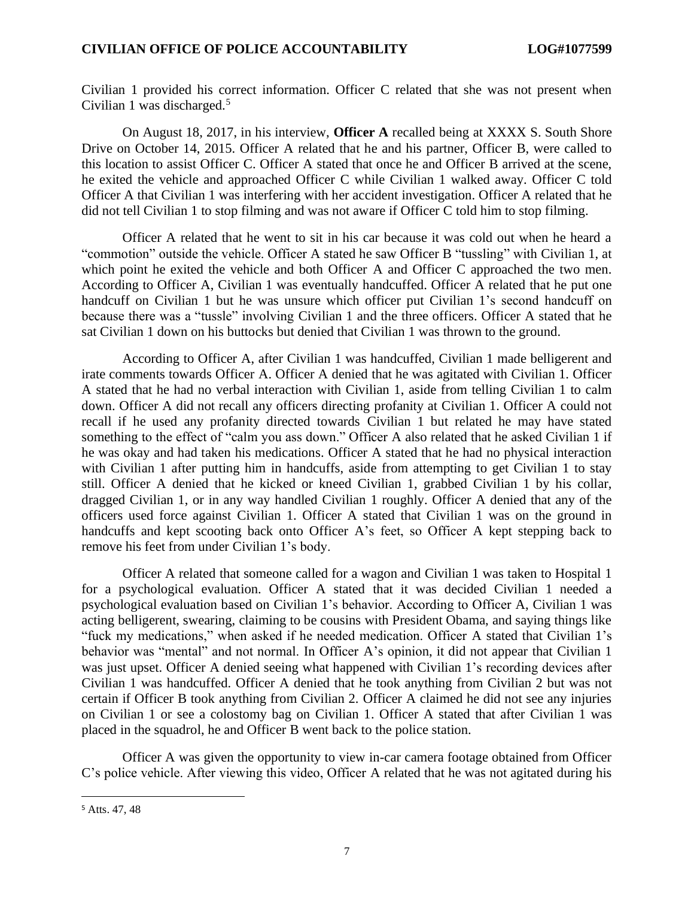Civilian 1 provided his correct information. Officer C related that she was not present when Civilian 1 was discharged.[5]

On August 18, 2017, in his interview, **Officer A** recalled being at XXXX S. South Shore Drive on October 14, 2015. Officer A related that he and his partner, Officer B, were called to this location to assist Officer C. Officer A stated that once he and Officer B arrived at the scene, he exited the vehicle and approached Officer C while Civilian 1 walked away. Officer C told Officer A that Civilian 1 was interfering with her accident investigation. Officer A related that he did not tell Civilian 1 to stop filming and was not aware if Officer C told him to stop filming.

Officer A related that he went to sit in his car because it was cold out when he heard a "commotion" outside the vehicle. Officer A stated he saw Officer B "tussling" with Civilian 1, at which point he exited the vehicle and both Officer A and Officer C approached the two men. According to Officer A, Civilian 1 was eventually handcuffed. Officer A related that he put one handcuff on Civilian 1 but he was unsure which officer put Civilian 1's second handcuff on because there was a "tussle" involving Civilian 1 and the three officers. Officer A stated that he sat Civilian 1 down on his buttocks but denied that Civilian 1 was thrown to the ground.

According to Officer A, after Civilian 1 was handcuffed, Civilian 1 made belligerent and irate comments towards Officer A. Officer A denied that he was agitated with Civilian 1. Officer A stated that he had no verbal interaction with Civilian 1, aside from telling Civilian 1 to calm down. Officer A did not recall any officers directing profanity at Civilian 1. Officer A could not recall if he used any profanity directed towards Civilian 1 but related he may have stated something to the effect of "calm you ass down." Officer A also related that he asked Civilian 1 if he was okay and had taken his medications. Officer A stated that he had no physical interaction with Civilian 1 after putting him in handcuffs, aside from attempting to get Civilian 1 to stay still. Officer A denied that he kicked or kneed Civilian 1, grabbed Civilian 1 by his collar, dragged Civilian 1, or in any way handled Civilian 1 roughly. Officer A denied that any of the officers used force against Civilian 1. Officer A stated that Civilian 1 was on the ground in handcuffs and kept scooting back onto Officer A's feet, so Officer A kept stepping back to remove his feet from under Civilian 1's body.

Officer A related that someone called for a wagon and Civilian 1 was taken to Hospital 1 for a psychological evaluation. Officer A stated that it was decided Civilian 1 needed a psychological evaluation based on Civilian 1's behavior. According to Officer A, Civilian 1 was acting belligerent, swearing, claiming to be cousins with President Obama, and saying things like "fuck my medications," when asked if he needed medication. Officer A stated that Civilian 1's behavior was "mental" and not normal. In Officer A's opinion, it did not appear that Civilian 1 was just upset. Officer A denied seeing what happened with Civilian 1's recording devices after Civilian 1 was handcuffed. Officer A denied that he took anything from Civilian 2 but was not certain if Officer B took anything from Civilian 2. Officer A claimed he did not see any injuries on Civilian 1 or see a colostomy bag on Civilian 1. Officer A stated that after Civilian 1 was placed in the squadrol, he and Officer B went back to the police station.

Officer A was given the opportunity to view in-car camera footage obtained from Officer C's police vehicle. After viewing this video, Officer A related that he was not agitated during his

[5] Atts. 47, 48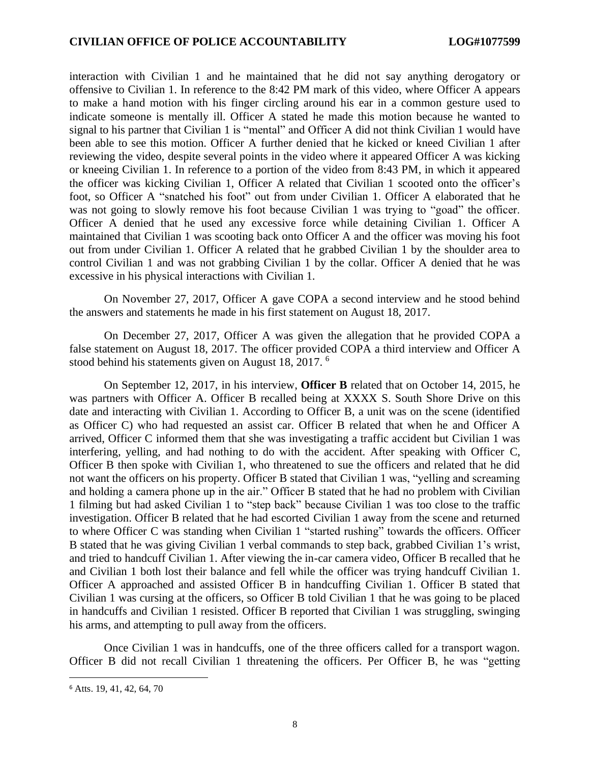interaction with Civilian 1 and he maintained that he did not say anything derogatory or offensive to Civilian 1. In reference to the 8:42 PM mark of this video, where Officer A appears to make a hand motion with his finger circling around his ear in a common gesture used to indicate someone is mentally ill. Officer A stated he made this motion because he wanted to signal to his partner that Civilian 1 is "mental" and Officer A did not think Civilian 1 would have been able to see this motion. Officer A further denied that he kicked or kneed Civilian 1 after reviewing the video, despite several points in the video where it appeared Officer A was kicking or kneeing Civilian 1. In reference to a portion of the video from 8:43 PM, in which it appeared the officer was kicking Civilian 1, Officer A related that Civilian 1 scooted onto the officer's foot, so Officer A "snatched his foot" out from under Civilian 1. Officer A elaborated that he was not going to slowly remove his foot because Civilian 1 was trying to "goad" the officer. Officer A denied that he used any excessive force while detaining Civilian 1. Officer A maintained that Civilian 1 was scooting back onto Officer A and the officer was moving his foot out from under Civilian 1. Officer A related that he grabbed Civilian 1 by the shoulder area to control Civilian 1 and was not grabbing Civilian 1 by the collar. Officer A denied that he was excessive in his physical interactions with Civilian 1.

On November 27, 2017, Officer A gave COPA a second interview and he stood behind the answers and statements he made in his first statement on August 18, 2017.

On December 27, 2017, Officer A was given the allegation that he provided COPA a false statement on August 18, 2017. The officer provided COPA a third interview and Officer A stood behind his statements given on August 18, 2017. [6]

On September 12, 2017, in his interview, **Officer B** related that on October 14, 2015, he was partners with Officer A. Officer B recalled being at XXXX S. South Shore Drive on this date and interacting with Civilian 1. According to Officer B, a unit was on the scene (identified as Officer C) who had requested an assist car. Officer B related that when he and Officer A arrived, Officer C informed them that she was investigating a traffic accident but Civilian 1 was interfering, yelling, and had nothing to do with the accident. After speaking with Officer C, Officer B then spoke with Civilian 1, who threatened to sue the officers and related that he did not want the officers on his property. Officer B stated that Civilian 1 was, "yelling and screaming and holding a camera phone up in the air." Officer B stated that he had no problem with Civilian 1 filming but had asked Civilian 1 to "step back" because Civilian 1 was too close to the traffic investigation. Officer B related that he had escorted Civilian 1 away from the scene and returned to where Officer C was standing when Civilian 1 "started rushing" towards the officers. Officer B stated that he was giving Civilian 1 verbal commands to step back, grabbed Civilian 1's wrist, and tried to handcuff Civilian 1. After viewing the in-car camera video, Officer B recalled that he and Civilian 1 both lost their balance and fell while the officer was trying handcuff Civilian 1. Officer A approached and assisted Officer B in handcuffing Civilian 1. Officer B stated that Civilian 1 was cursing at the officers, so Officer B told Civilian 1 that he was going to be placed in handcuffs and Civilian 1 resisted. Officer B reported that Civilian 1 was struggling, swinging his arms, and attempting to pull away from the officers.

Once Civilian 1 was in handcuffs, one of the three officers called for a transport wagon. Officer B did not recall Civilian 1 threatening the officers. Per Officer B, he was "getting

[6] Atts. 19, 41, 42, 64, 70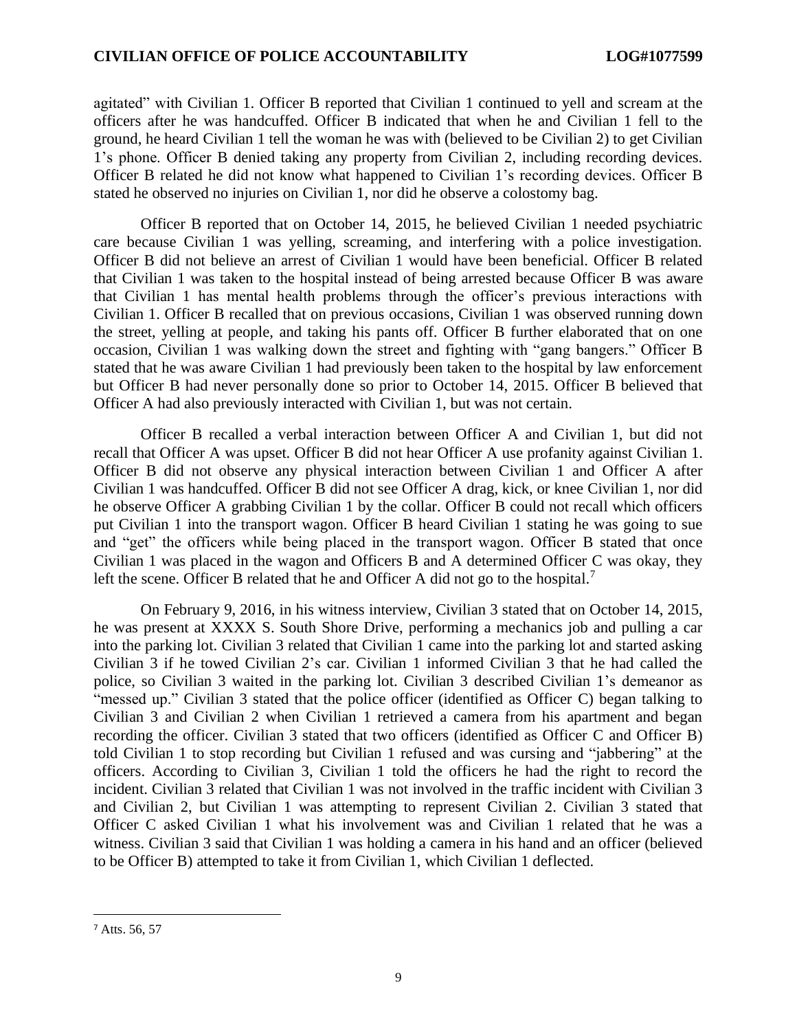agitated" with Civilian 1. Officer B reported that Civilian 1 continued to yell and scream at the officers after he was handcuffed. Officer B indicated that when he and Civilian 1 fell to the ground, he heard Civilian 1 tell the woman he was with (believed to be Civilian 2) to get Civilian 1's phone. Officer B denied taking any property from Civilian 2, including recording devices. Officer B related he did not know what happened to Civilian 1's recording devices. Officer B stated he observed no injuries on Civilian 1, nor did he observe a colostomy bag.

Officer B reported that on October 14, 2015, he believed Civilian 1 needed psychiatric care because Civilian 1 was yelling, screaming, and interfering with a police investigation. Officer B did not believe an arrest of Civilian 1 would have been beneficial. Officer B related that Civilian 1 was taken to the hospital instead of being arrested because Officer B was aware that Civilian 1 has mental health problems through the officer's previous interactions with Civilian 1. Officer B recalled that on previous occasions, Civilian 1 was observed running down the street, yelling at people, and taking his pants off. Officer B further elaborated that on one occasion, Civilian 1 was walking down the street and fighting with "gang bangers." Officer B stated that he was aware Civilian 1 had previously been taken to the hospital by law enforcement but Officer B had never personally done so prior to October 14, 2015. Officer B believed that Officer A had also previously interacted with Civilian 1, but was not certain.

Officer B recalled a verbal interaction between Officer A and Civilian 1, but did not recall that Officer A was upset. Officer B did not hear Officer A use profanity against Civilian 1. Officer B did not observe any physical interaction between Civilian 1 and Officer A after Civilian 1 was handcuffed. Officer B did not see Officer A drag, kick, or knee Civilian 1, nor did he observe Officer A grabbing Civilian 1 by the collar. Officer B could not recall which officers put Civilian 1 into the transport wagon. Officer B heard Civilian 1 stating he was going to sue and "get" the officers while being placed in the transport wagon. Officer B stated that once Civilian 1 was placed in the wagon and Officers B and A determined Officer C was okay, they left the scene. Officer B related that he and Officer A did not go to the hospital.[7]

On February 9, 2016, in his witness interview, Civilian 3 stated that on October 14, 2015, he was present at XXXX S. South Shore Drive, performing a mechanics job and pulling a car into the parking lot. Civilian 3 related that Civilian 1 came into the parking lot and started asking Civilian 3 if he towed Civilian 2's car. Civilian 1 informed Civilian 3 that he had called the police, so Civilian 3 waited in the parking lot. Civilian 3 described Civilian 1's demeanor as "messed up." Civilian 3 stated that the police officer (identified as Officer C) began talking to Civilian 3 and Civilian 2 when Civilian 1 retrieved a camera from his apartment and began recording the officer. Civilian 3 stated that two officers (identified as Officer C and Officer B) told Civilian 1 to stop recording but Civilian 1 refused and was cursing and "jabbering" at the officers. According to Civilian 3, Civilian 1 told the officers he had the right to record the incident. Civilian 3 related that Civilian 1 was not involved in the traffic incident with Civilian 3 and Civilian 2, but Civilian 1 was attempting to represent Civilian 2. Civilian 3 stated that Officer C asked Civilian 1 what his involvement was and Civilian 1 related that he was a witness. Civilian 3 said that Civilian 1 was holding a camera in his hand and an officer (believed to be Officer B) attempted to take it from Civilian 1, which Civilian 1 deflected.

---

[7] Atts. 56, 57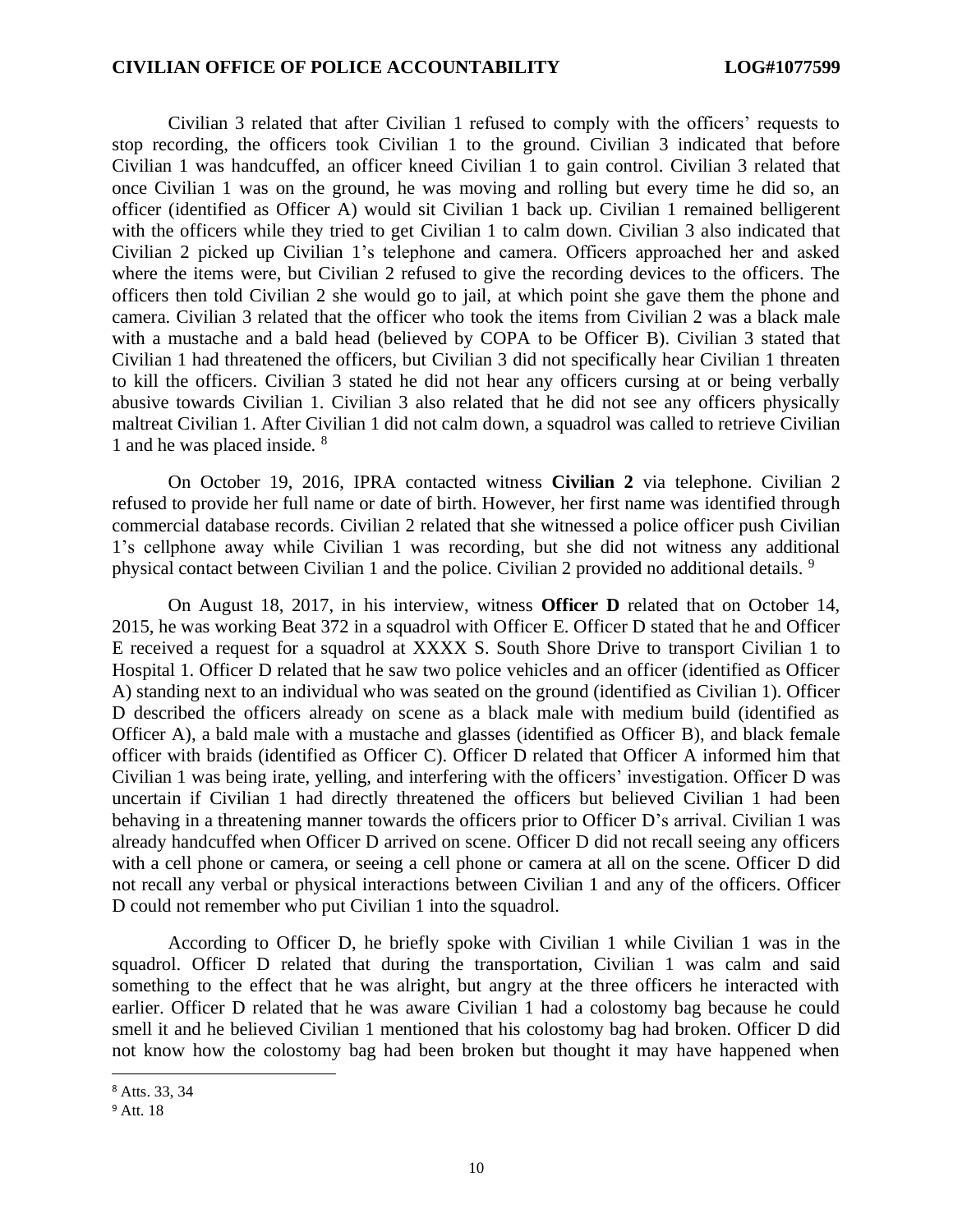Civilian 3 related that after Civilian 1 refused to comply with the officers' requests to stop recording, the officers took Civilian 1 to the ground. Civilian 3 indicated that before Civilian 1 was handcuffed, an officer kneed Civilian 1 to gain control. Civilian 3 related that once Civilian 1 was on the ground, he was moving and rolling but every time he did so, an officer (identified as Officer A) would sit Civilian 1 back up. Civilian 1 remained belligerent with the officers while they tried to get Civilian 1 to calm down. Civilian 3 also indicated that Civilian 2 picked up Civilian 1's telephone and camera. Officers approached her and asked where the items were, but Civilian 2 refused to give the recording devices to the officers. The officers then told Civilian 2 she would go to jail, at which point she gave them the phone and camera. Civilian 3 related that the officer who took the items from Civilian 2 was a black male with a mustache and a bald head (believed by COPA to be Officer B). Civilian 3 stated that Civilian 1 had threatened the officers, but Civilian 3 did not specifically hear Civilian 1 threaten to kill the officers. Civilian 3 stated he did not hear any officers cursing at or being verbally abusive towards Civilian 1. Civilian 3 also related that he did not see any officers physically maltreat Civilian 1. After Civilian 1 did not calm down, a squadrol was called to retrieve Civilian 1 and he was placed inside. [8]

On October 19, 2016, IPRA contacted witness **Civilian 2** via telephone. Civilian 2 refused to provide her full name or date of birth. However, her first name was identified through commercial database records. Civilian 2 related that she witnessed a police officer push Civilian 1's cellphone away while Civilian 1 was recording, but she did not witness any additional physical contact between Civilian 1 and the police. Civilian 2 provided no additional details. [9]

On August 18, 2017, in his interview, witness **Officer D** related that on October 14, 2015, he was working Beat 372 in a squadrol with Officer E. Officer D stated that he and Officer E received a request for a squadrol at XXXX S. South Shore Drive to transport Civilian 1 to Hospital 1. Officer D related that he saw two police vehicles and an officer (identified as Officer A) standing next to an individual who was seated on the ground (identified as Civilian 1). Officer D described the officers already on scene as a black male with medium build (identified as Officer A), a bald male with a mustache and glasses (identified as Officer B), and black female officer with braids (identified as Officer C). Officer D related that Officer A informed him that Civilian 1 was being irate, yelling, and interfering with the officers' investigation. Officer D was uncertain if Civilian 1 had directly threatened the officers but believed Civilian 1 had been behaving in a threatening manner towards the officers prior to Officer D's arrival. Civilian 1 was already handcuffed when Officer D arrived on scene. Officer D did not recall seeing any officers with a cell phone or camera, or seeing a cell phone or camera at all on the scene. Officer D did not recall any verbal or physical interactions between Civilian 1 and any of the officers. Officer D could not remember who put Civilian 1 into the squadrol.

According to Officer D, he briefly spoke with Civilian 1 while Civilian 1 was in the squadrol. Officer D related that during the transportation, Civilian 1 was calm and said something to the effect that he was alright, but angry at the three officers he interacted with earlier. Officer D related that he was aware Civilian 1 had a colostomy bag because he could smell it and he believed Civilian 1 mentioned that his colostomy bag had broken. Officer D did not know how the colostomy bag had been broken but thought it may have happened when

---

[8] Atts. 33, 34

[9] Att. 18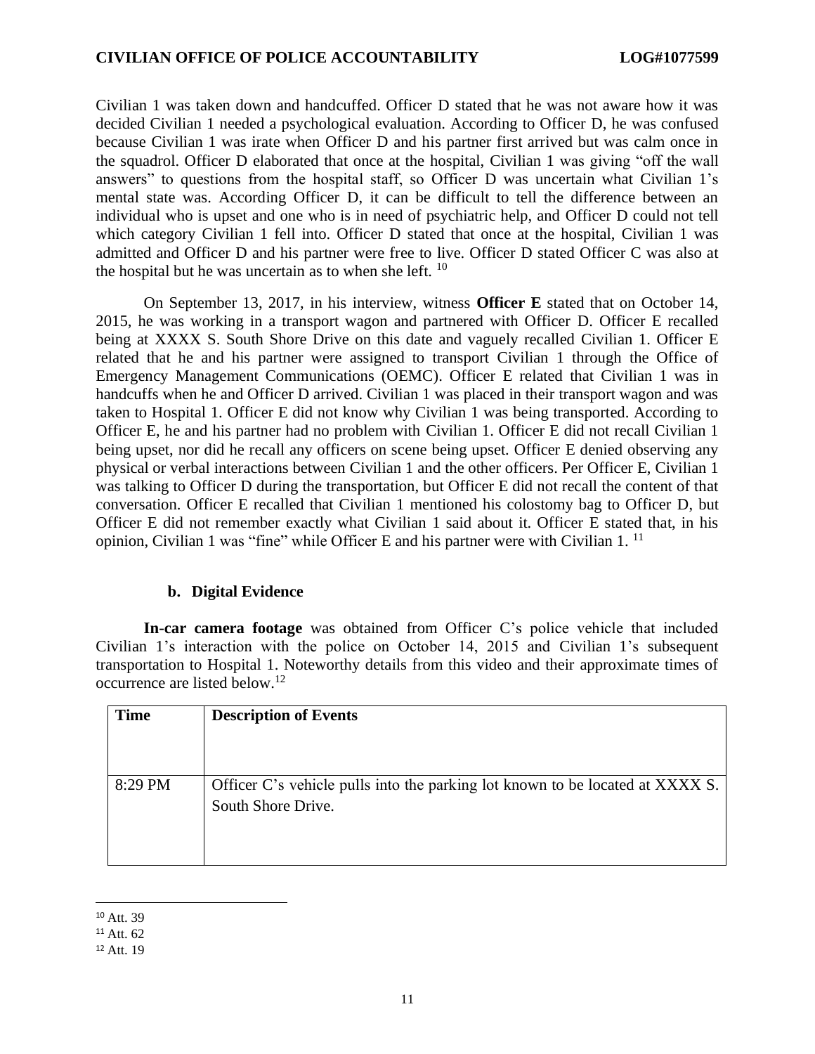Civilian 1 was taken down and handcuffed. Officer D stated that he was not aware how it was decided Civilian 1 needed a psychological evaluation. According to Officer D, he was confused because Civilian 1 was irate when Officer D and his partner first arrived but was calm once in the squadrol. Officer D elaborated that once at the hospital, Civilian 1 was giving "off the wall answers" to questions from the hospital staff, so Officer D was uncertain what Civilian 1's mental state was. According Officer D, it can be difficult to tell the difference between an individual who is upset and one who is in need of psychiatric help, and Officer D could not tell which category Civilian 1 fell into. Officer D stated that once at the hospital, Civilian 1 was admitted and Officer D and his partner were free to live. Officer D stated Officer C was also at the hospital but he was uncertain as to when she left. [10]

On September 13, 2017, in his interview, witness **Officer E** stated that on October 14, 2015, he was working in a transport wagon and partnered with Officer D. Officer E recalled being at XXXX S. South Shore Drive on this date and vaguely recalled Civilian 1. Officer E related that he and his partner were assigned to transport Civilian 1 through the Office of Emergency Management Communications (OEMC). Officer E related that Civilian 1 was in handcuffs when he and Officer D arrived. Civilian 1 was placed in their transport wagon and was taken to Hospital 1. Officer E did not know why Civilian 1 was being transported. According to Officer E, he and his partner had no problem with Civilian 1. Officer E did not recall Civilian 1 being upset, nor did he recall any officers on scene being upset. Officer E denied observing any physical or verbal interactions between Civilian 1 and the other officers. Per Officer E, Civilian 1 was talking to Officer D during the transportation, but Officer E did not recall the content of that conversation. Officer E recalled that Civilian 1 mentioned his colostomy bag to Officer D, but Officer E did not remember exactly what Civilian 1 said about it. Officer E stated that, in his opinion, Civilian 1 was "fine" while Officer E and his partner were with Civilian 1. [11]

### b. Digital Evidence

**In-car camera footage** was obtained from Officer C's police vehicle that included Civilian 1's interaction with the police on October 14, 2015 and Civilian 1's subsequent transportation to Hospital 1. Noteworthy details from this video and their approximate times of occurrence are listed below.[12]

| Time | Description of Events |
|---|---|
| 8:29 PM | Officer C's vehicle pulls into the parking lot known to be located at XXXX S. South Shore Drive. |

[10] Att. 39
[11] Att. 62
[12] Att. 19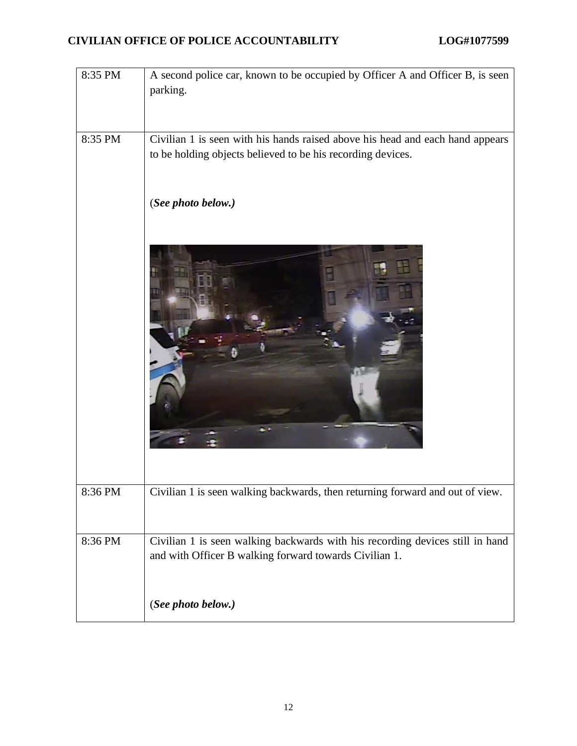| | |
|---|---|
| 8:35 PM | A second police car, known to be occupied by Officer A and Officer B, is seen parking. |
| 8:35 PM | Civilian 1 is seen with his hands raised above his head and each hand appears to be holding objects believed to be his recording devices. (***See photo below.)*** |
| 8:36 PM | Civilian 1 is seen walking backwards, then returning forward and out of view. |
| 8:36 PM | Civilian 1 is seen walking backwards with his recording devices still in hand and with Officer B walking forward towards Civilian 1. (***See photo below.)*** |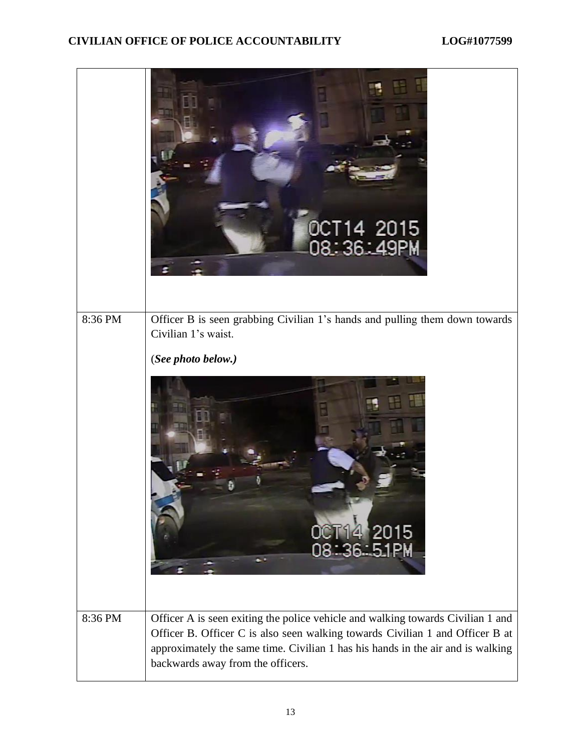| | |
|---|---|
| | |
| 8:36 PM | Officer B is seen grabbing Civilian 1's hands and pulling them down towards Civilian 1's waist.<br><br>(***See photo below.)*** |
| 8:36 PM | Officer A is seen exiting the police vehicle and walking towards Civilian 1 and Officer B. Officer C is also seen walking towards Civilian 1 and Officer B at approximately the same time. Civilian 1 has his hands in the air and is walking backwards away from the officers. |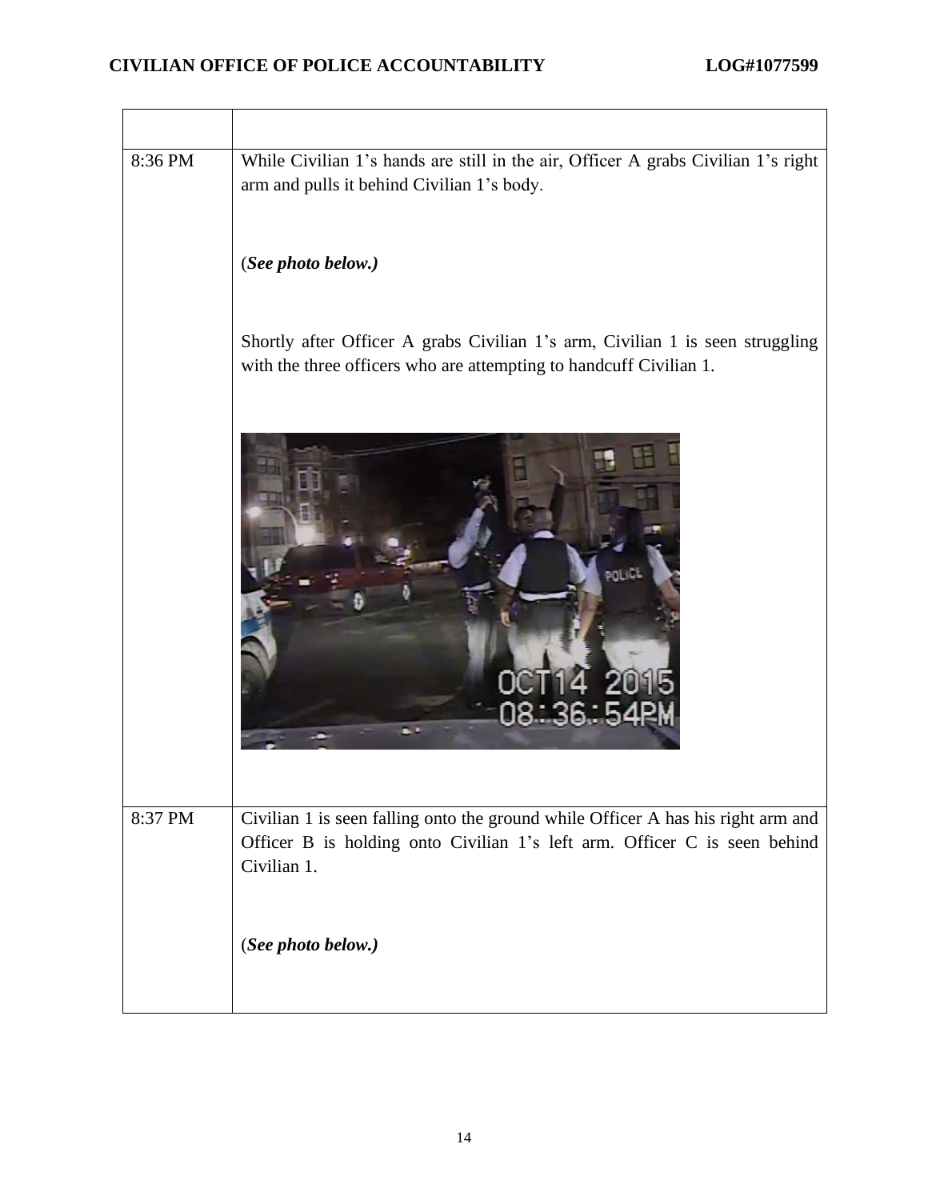| | |
|---|---|
| 8:36 PM | While Civilian 1's hands are still in the air, Officer A grabs Civilian 1's right arm and pulls it behind Civilian 1's body.<br><br>(***See photo below.)***<br><br>Shortly after Officer A grabs Civilian 1's arm, Civilian 1 is seen struggling with the three officers who are attempting to handcuff Civilian 1. |
| 8:37 PM | Civilian 1 is seen falling onto the ground while Officer A has his right arm and Officer B is holding onto Civilian 1's left arm. Officer C is seen behind Civilian 1.<br><br>(***See photo below.)*** |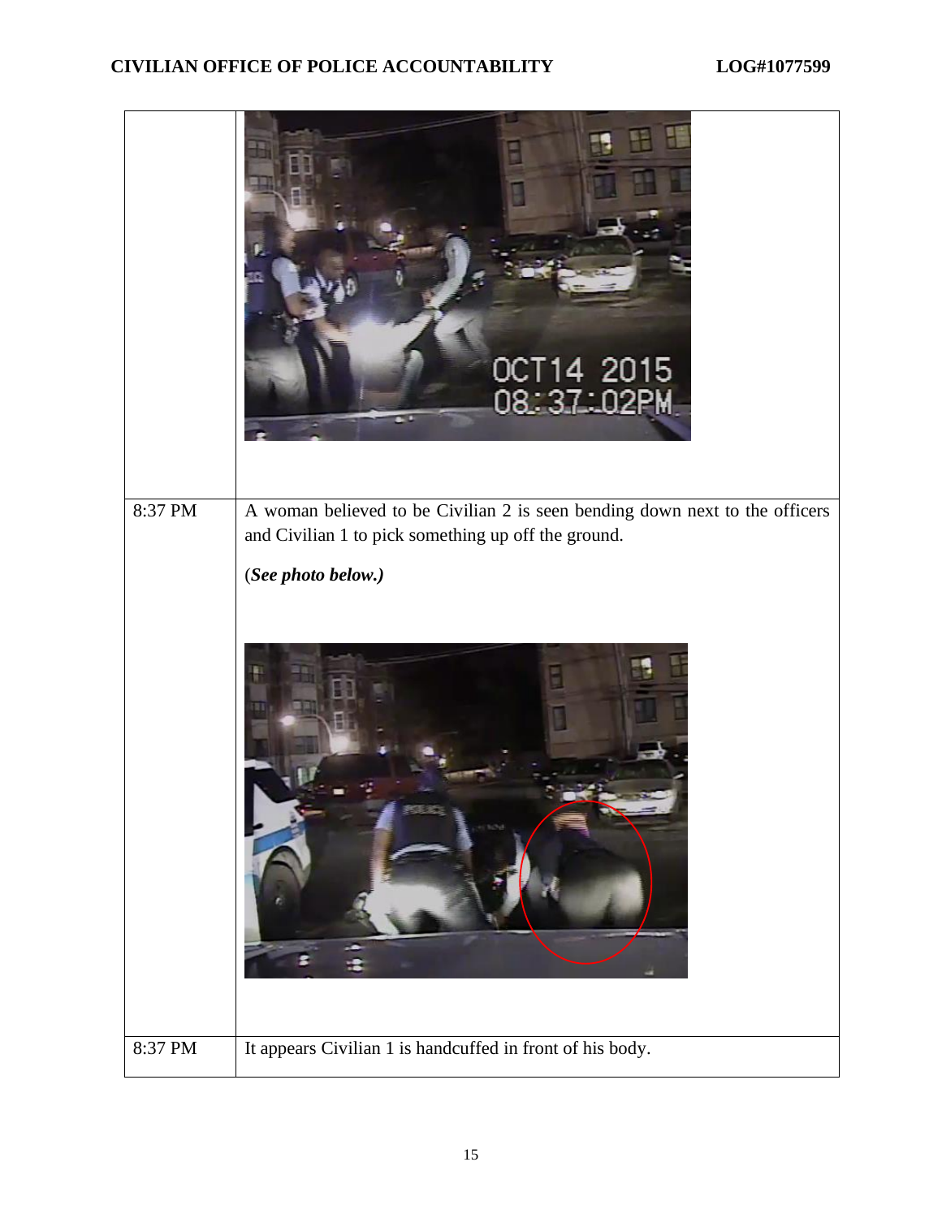| | |
|---|---|
| | |
| 8:37 PM | A woman believed to be Civilian 2 is seen bending down next to the officers and Civilian 1 to pick something up off the ground.<br><br>(*See photo below.)* |
| 8:37 PM | It appears Civilian 1 is handcuffed in front of his body. |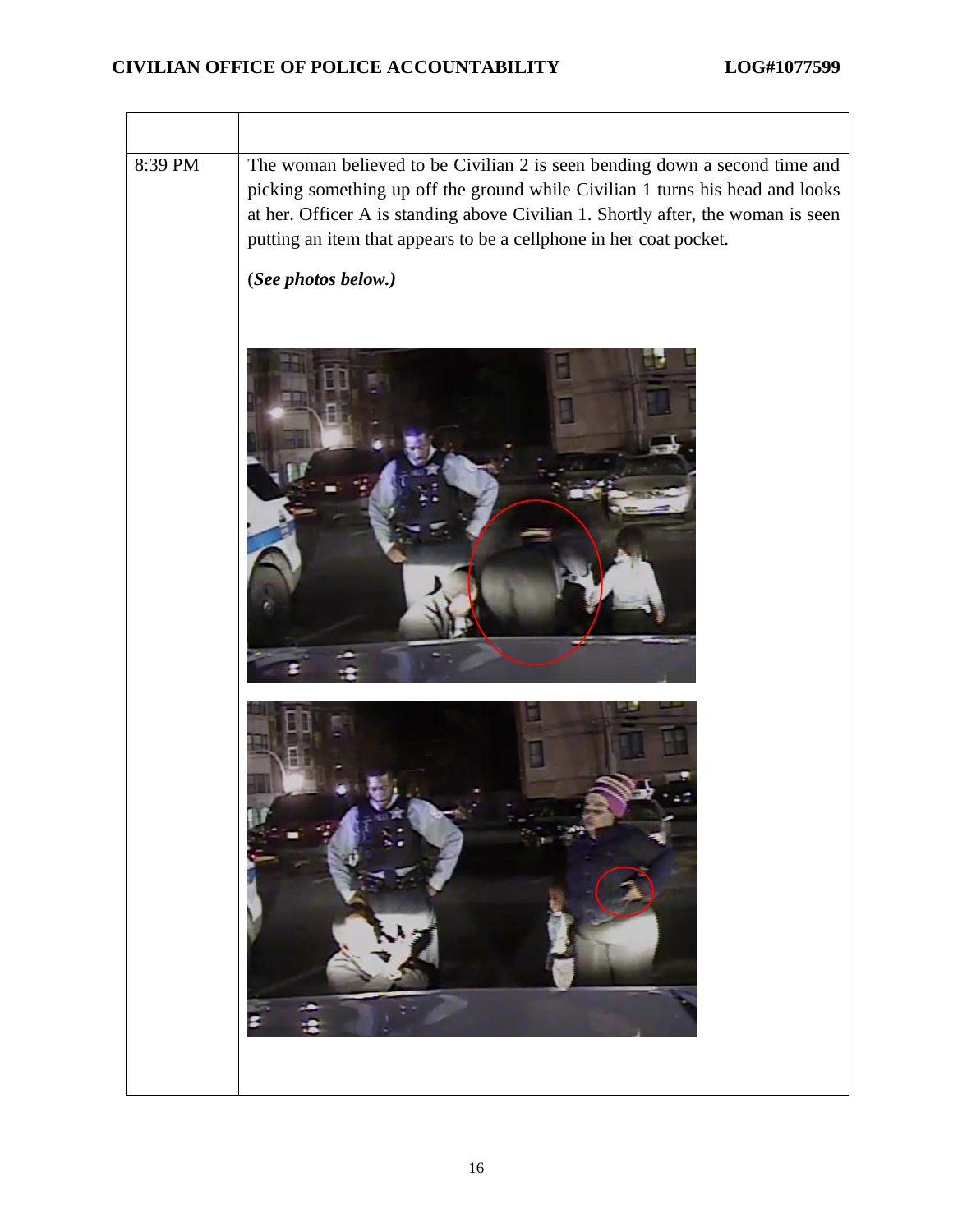| | |
|---|---|
| 8:39 PM | The woman believed to be Civilian 2 is seen bending down a second time and picking something up off the ground while Civilian 1 turns his head and looks at her. Officer A is standing above Civilian 1. Shortly after, the woman is seen putting an item that appears to be a cellphone in her coat pocket.<br><br>(***See photos below.)*** |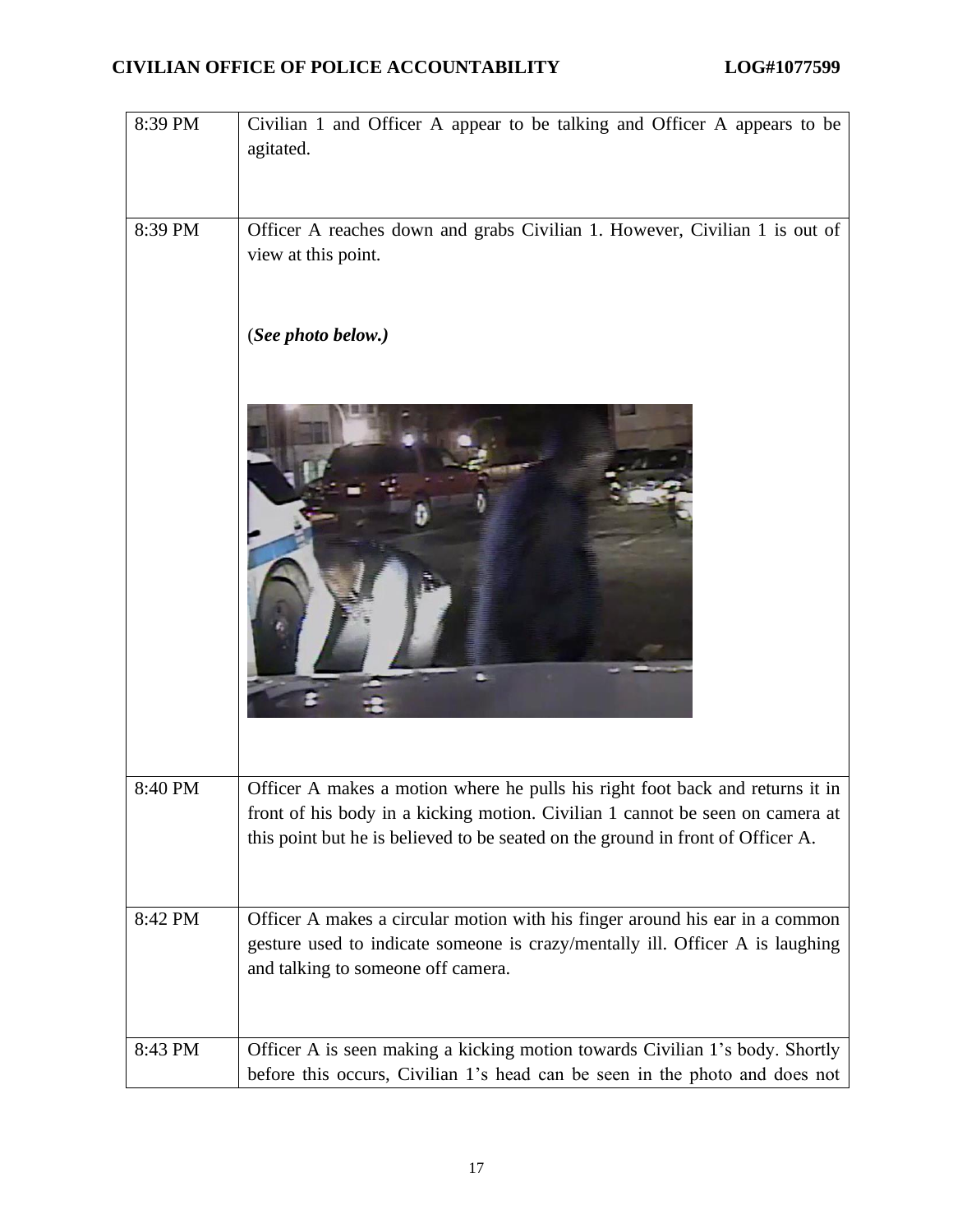| | |
|---|---|
| 8:39 PM | Civilian 1 and Officer A appear to be talking and Officer A appears to be agitated. |
| 8:39 PM | Officer A reaches down and grabs Civilian 1. However, Civilian 1 is out of view at this point.<br><br>(***See photo below.)*** |
| 8:40 PM | Officer A makes a motion where he pulls his right foot back and returns it in front of his body in a kicking motion. Civilian 1 cannot be seen on camera at this point but he is believed to be seated on the ground in front of Officer A. |
| 8:42 PM | Officer A makes a circular motion with his finger around his ear in a common gesture used to indicate someone is crazy/mentally ill. Officer A is laughing and talking to someone off camera. |
| 8:43 PM | Officer A is seen making a kicking motion towards Civilian 1's body. Shortly before this occurs, Civilian 1's head can be seen in the photo and does not |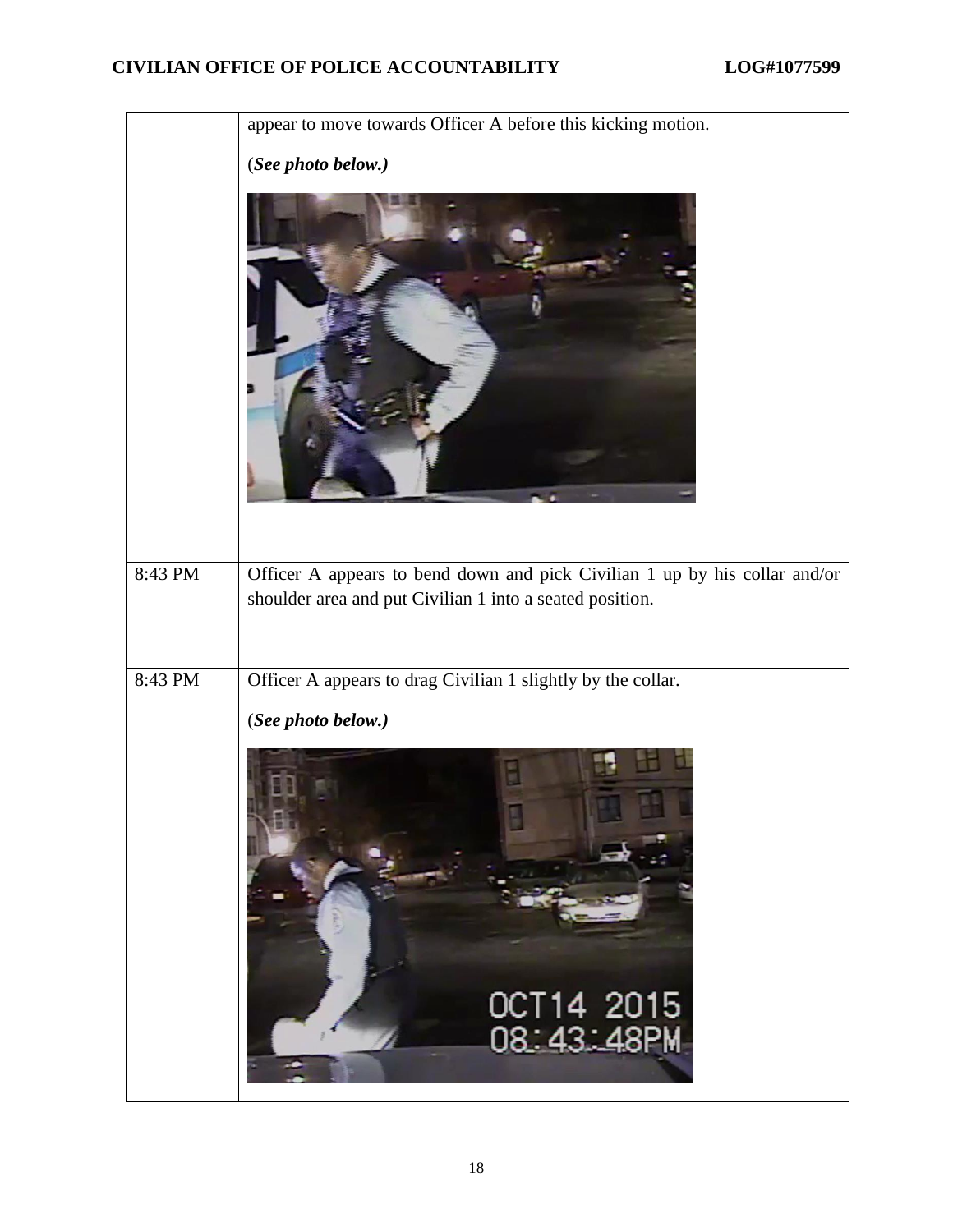| | |
|---|---|
| | appear to move towards Officer A before this kicking motion. (*See photo below.)* |
| 8:43 PM | Officer A appears to bend down and pick Civilian 1 up by his collar and/or shoulder area and put Civilian 1 into a seated position. |
| 8:43 PM | Officer A appears to drag Civilian 1 slightly by the collar. (*See photo below.)* |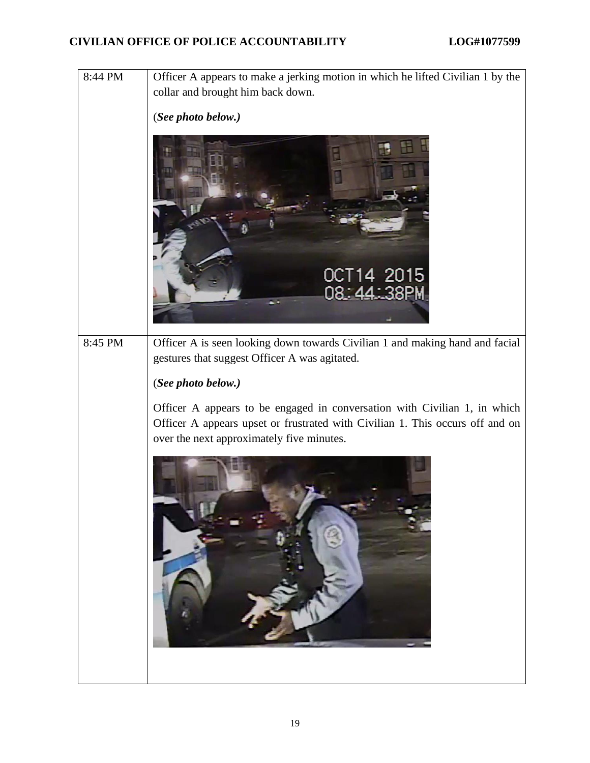| | |
|---|---|
| 8:44 PM | Officer A appears to make a jerking motion in which he lifted Civilian 1 by the collar and brought him back down.<br><br>(***See photo below.)*** |
| 8:45 PM | Officer A is seen looking down towards Civilian 1 and making hand and facial gestures that suggest Officer A was agitated.<br><br>(***See photo below.)***<br><br>Officer A appears to be engaged in conversation with Civilian 1, in which Officer A appears upset or frustrated with Civilian 1. This occurs off and on over the next approximately five minutes. |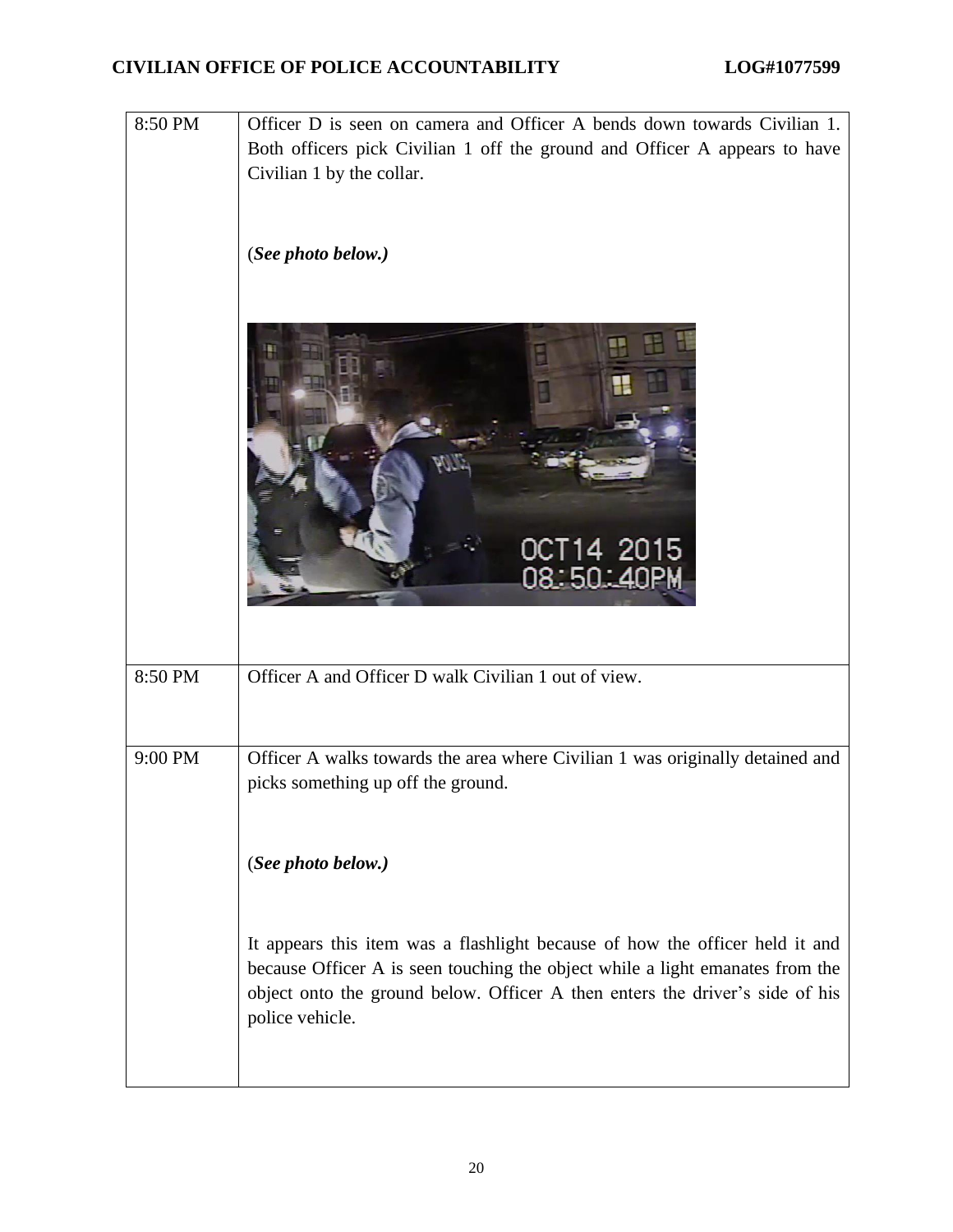| | |
|---|---|
| 8:50 PM | Officer D is seen on camera and Officer A bends down towards Civilian 1. Both officers pick Civilian 1 off the ground and Officer A appears to have Civilian 1 by the collar.<br><br>(***See photo below.)*** |
| 8:50 PM | Officer A and Officer D walk Civilian 1 out of view. |
| 9:00 PM | Officer A walks towards the area where Civilian 1 was originally detained and picks something up off the ground.<br><br>(***See photo below.)***<br><br>It appears this item was a flashlight because of how the officer held it and because Officer A is seen touching the object while a light emanates from the object onto the ground below. Officer A then enters the driver's side of his police vehicle. |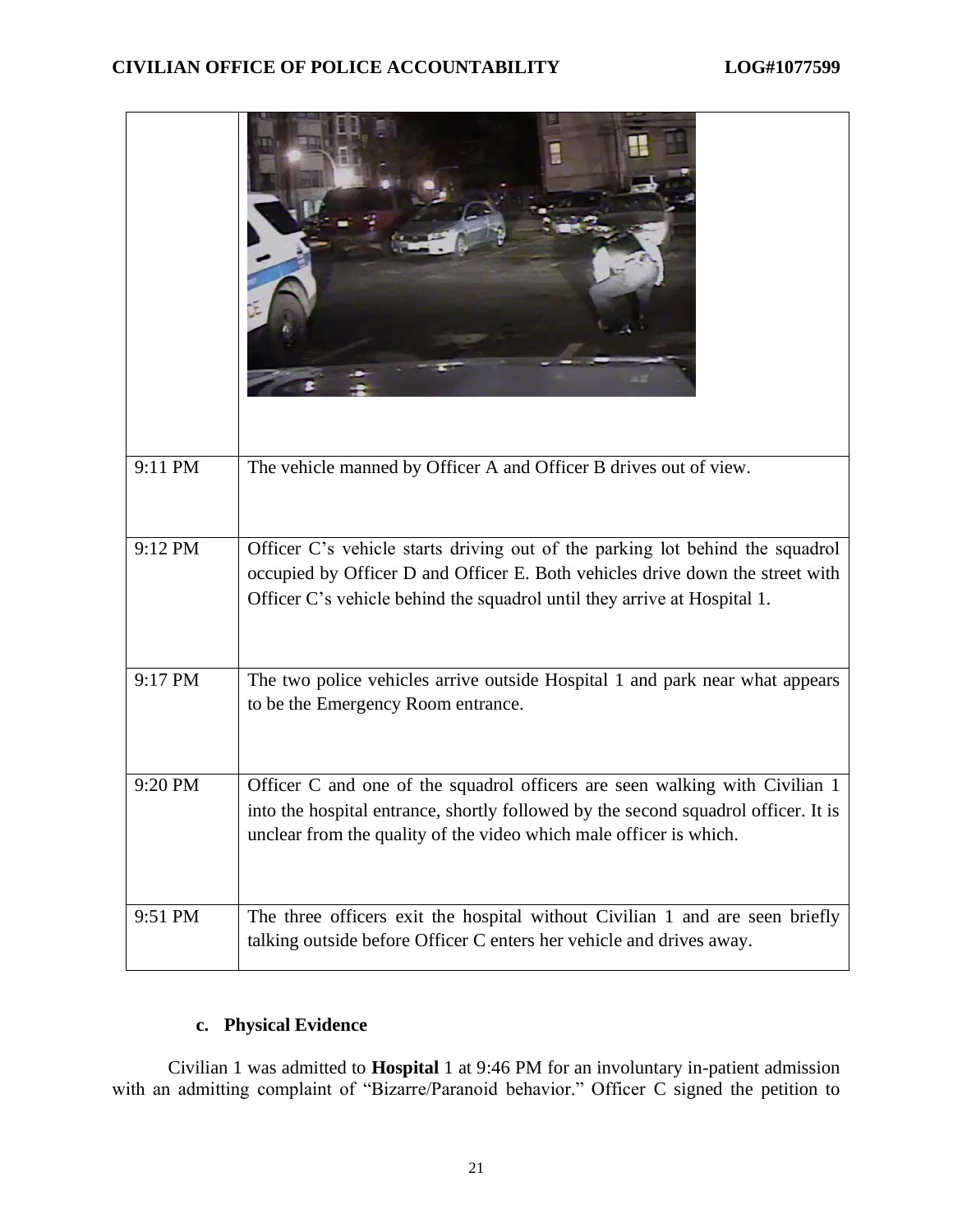| | |
|---|---|
| | |
| 9:11 PM | The vehicle manned by Officer A and Officer B drives out of view. |
| 9:12 PM | Officer C's vehicle starts driving out of the parking lot behind the squadrol occupied by Officer D and Officer E. Both vehicles drive down the street with Officer C's vehicle behind the squadrol until they arrive at Hospital 1. |
| 9:17 PM | The two police vehicles arrive outside Hospital 1 and park near what appears to be the Emergency Room entrance. |
| 9:20 PM | Officer C and one of the squadrol officers are seen walking with Civilian 1 into the hospital entrance, shortly followed by the second squadrol officer. It is unclear from the quality of the video which male officer is which. |
| 9:51 PM | The three officers exit the hospital without Civilian 1 and are seen briefly talking outside before Officer C enters her vehicle and drives away. |

### c. Physical Evidence

Civilian 1 was admitted to **Hospital** 1 at 9:46 PM for an involuntary in-patient admission with an admitting complaint of "Bizarre/Paranoid behavior." Officer C signed the petition to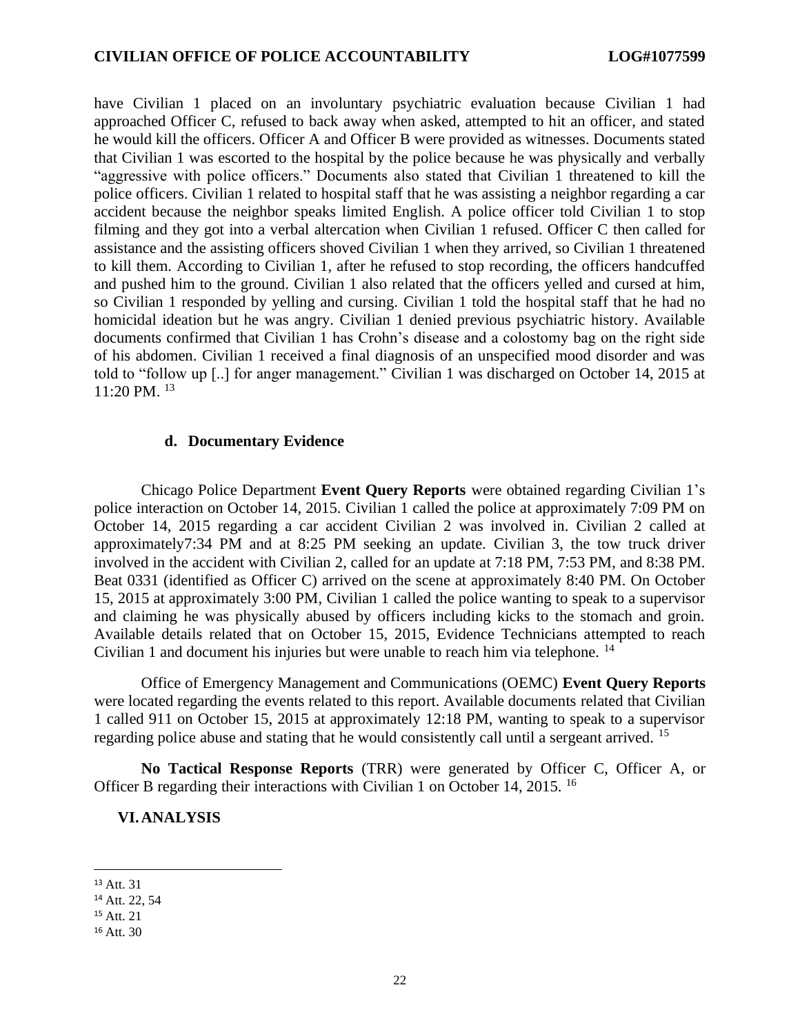have Civilian 1 placed on an involuntary psychiatric evaluation because Civilian 1 had approached Officer C, refused to back away when asked, attempted to hit an officer, and stated he would kill the officers. Officer A and Officer B were provided as witnesses. Documents stated that Civilian 1 was escorted to the hospital by the police because he was physically and verbally "aggressive with police officers." Documents also stated that Civilian 1 threatened to kill the police officers. Civilian 1 related to hospital staff that he was assisting a neighbor regarding a car accident because the neighbor speaks limited English. A police officer told Civilian 1 to stop filming and they got into a verbal altercation when Civilian 1 refused. Officer C then called for assistance and the assisting officers shoved Civilian 1 when they arrived, so Civilian 1 threatened to kill them. According to Civilian 1, after he refused to stop recording, the officers handcuffed and pushed him to the ground. Civilian 1 also related that the officers yelled and cursed at him, so Civilian 1 responded by yelling and cursing. Civilian 1 told the hospital staff that he had no homicidal ideation but he was angry. Civilian 1 denied previous psychiatric history. Available documents confirmed that Civilian 1 has Crohn's disease and a colostomy bag on the right side of his abdomen. Civilian 1 received a final diagnosis of an unspecified mood disorder and was told to "follow up [..] for anger management." Civilian 1 was discharged on October 14, 2015 at 11:20 PM. [13]

#### d. Documentary Evidence

Chicago Police Department **Event Query Reports** were obtained regarding Civilian 1's police interaction on October 14, 2015. Civilian 1 called the police at approximately 7:09 PM on October 14, 2015 regarding a car accident Civilian 2 was involved in. Civilian 2 called at approximately7:34 PM and at 8:25 PM seeking an update. Civilian 3, the tow truck driver involved in the accident with Civilian 2, called for an update at 7:18 PM, 7:53 PM, and 8:38 PM. Beat 0331 (identified as Officer C) arrived on the scene at approximately 8:40 PM. On October 15, 2015 at approximately 3:00 PM, Civilian 1 called the police wanting to speak to a supervisor and claiming he was physically abused by officers including kicks to the stomach and groin. Available details related that on October 15, 2015, Evidence Technicians attempted to reach Civilian 1 and document his injuries but were unable to reach him via telephone. [14]

Office of Emergency Management and Communications (OEMC) **Event Query Reports** were located regarding the events related to this report. Available documents related that Civilian 1 called 911 on October 15, 2015 at approximately 12:18 PM, wanting to speak to a supervisor regarding police abuse and stating that he would consistently call until a sergeant arrived. [15]

**No Tactical Response Reports** (TRR) were generated by Officer C, Officer A, or Officer B regarding their interactions with Civilian 1 on October 14, 2015. [16]

## VI. ANALYSIS

---

[13] Att. 31

[14] Att. 22, 54

[15] Att. 21

[16] Att. 30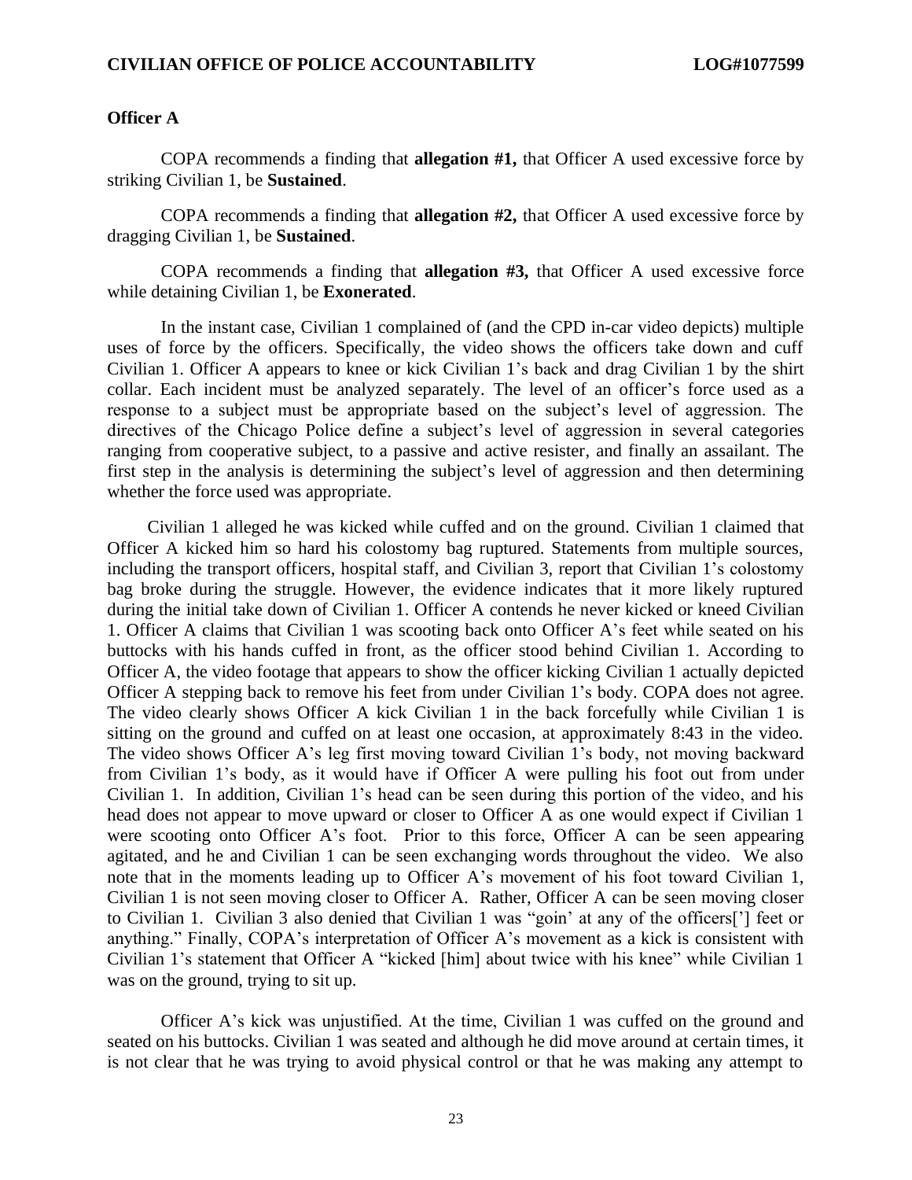**Officer A**

COPA recommends a finding that **allegation #1,** that Officer A used excessive force by striking Civilian 1, be **Sustained**.

COPA recommends a finding that **allegation #2,** that Officer A used excessive force by dragging Civilian 1, be **Sustained**.

COPA recommends a finding that **allegation #3,** that Officer A used excessive force while detaining Civilian 1, be **Exonerated**.

In the instant case, Civilian 1 complained of (and the CPD in-car video depicts) multiple uses of force by the officers. Specifically, the video shows the officers take down and cuff Civilian 1. Officer A appears to knee or kick Civilian 1's back and drag Civilian 1 by the shirt collar. Each incident must be analyzed separately. The level of an officer's force used as a response to a subject must be appropriate based on the subject's level of aggression. The directives of the Chicago Police define a subject's level of aggression in several categories ranging from cooperative subject, to a passive and active resister, and finally an assailant. The first step in the analysis is determining the subject's level of aggression and then determining whether the force used was appropriate.

Civilian 1 alleged he was kicked while cuffed and on the ground. Civilian 1 claimed that Officer A kicked him so hard his colostomy bag ruptured. Statements from multiple sources, including the transport officers, hospital staff, and Civilian 3, report that Civilian 1's colostomy bag broke during the struggle. However, the evidence indicates that it more likely ruptured during the initial take down of Civilian 1. Officer A contends he never kicked or kneed Civilian 1. Officer A claims that Civilian 1 was scooting back onto Officer A's feet while seated on his buttocks with his hands cuffed in front, as the officer stood behind Civilian 1. According to Officer A, the video footage that appears to show the officer kicking Civilian 1 actually depicted Officer A stepping back to remove his feet from under Civilian 1's body. COPA does not agree. The video clearly shows Officer A kick Civilian 1 in the back forcefully while Civilian 1 is sitting on the ground and cuffed on at least one occasion, at approximately 8:43 in the video. The video shows Officer A's leg first moving toward Civilian 1's body, not moving backward from Civilian 1's body, as it would have if Officer A were pulling his foot out from under Civilian 1. In addition, Civilian 1's head can be seen during this portion of the video, and his head does not appear to move upward or closer to Officer A as one would expect if Civilian 1 were scooting onto Officer A's foot. Prior to this force, Officer A can be seen appearing agitated, and he and Civilian 1 can be seen exchanging words throughout the video. We also note that in the moments leading up to Officer A's movement of his foot toward Civilian 1, Civilian 1 is not seen moving closer to Officer A. Rather, Officer A can be seen moving closer to Civilian 1. Civilian 3 also denied that Civilian 1 was "goin' at any of the officers['] feet or anything." Finally, COPA's interpretation of Officer A's movement as a kick is consistent with Civilian 1's statement that Officer A "kicked [him] about twice with his knee" while Civilian 1 was on the ground, trying to sit up.

Officer A's kick was unjustified. At the time, Civilian 1 was cuffed on the ground and seated on his buttocks. Civilian 1 was seated and although he did move around at certain times, it is not clear that he was trying to avoid physical control or that he was making any attempt to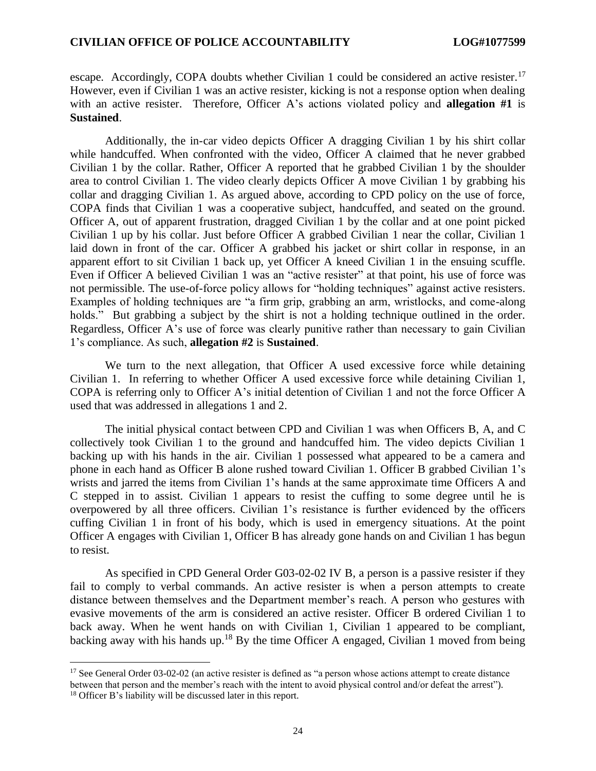escape. Accordingly, COPA doubts whether Civilian 1 could be considered an active resister.[17] However, even if Civilian 1 was an active resister, kicking is not a response option when dealing with an active resister. Therefore, Officer A's actions violated policy and **allegation #1** is **Sustained**.

Additionally, the in-car video depicts Officer A dragging Civilian 1 by his shirt collar while handcuffed. When confronted with the video, Officer A claimed that he never grabbed Civilian 1 by the collar. Rather, Officer A reported that he grabbed Civilian 1 by the shoulder area to control Civilian 1. The video clearly depicts Officer A move Civilian 1 by grabbing his collar and dragging Civilian 1. As argued above, according to CPD policy on the use of force, COPA finds that Civilian 1 was a cooperative subject, handcuffed, and seated on the ground. Officer A, out of apparent frustration, dragged Civilian 1 by the collar and at one point picked Civilian 1 up by his collar. Just before Officer A grabbed Civilian 1 near the collar, Civilian 1 laid down in front of the car. Officer A grabbed his jacket or shirt collar in response, in an apparent effort to sit Civilian 1 back up, yet Officer A kneed Civilian 1 in the ensuing scuffle. Even if Officer A believed Civilian 1 was an "active resister" at that point, his use of force was not permissible. The use-of-force policy allows for "holding techniques" against active resisters. Examples of holding techniques are "a firm grip, grabbing an arm, wristlocks, and come-along holds." But grabbing a subject by the shirt is not a holding technique outlined in the order. Regardless, Officer A's use of force was clearly punitive rather than necessary to gain Civilian 1's compliance. As such, **allegation #2** is **Sustained**.

We turn to the next allegation, that Officer A used excessive force while detaining Civilian 1. In referring to whether Officer A used excessive force while detaining Civilian 1, COPA is referring only to Officer A's initial detention of Civilian 1 and not the force Officer A used that was addressed in allegations 1 and 2.

The initial physical contact between CPD and Civilian 1 was when Officers B, A, and C collectively took Civilian 1 to the ground and handcuffed him. The video depicts Civilian 1 backing up with his hands in the air. Civilian 1 possessed what appeared to be a camera and phone in each hand as Officer B alone rushed toward Civilian 1. Officer B grabbed Civilian 1's wrists and jarred the items from Civilian 1's hands at the same approximate time Officers A and C stepped in to assist. Civilian 1 appears to resist the cuffing to some degree until he is overpowered by all three officers. Civilian 1's resistance is further evidenced by the officers cuffing Civilian 1 in front of his body, which is used in emergency situations. At the point Officer A engages with Civilian 1, Officer B has already gone hands on and Civilian 1 has begun to resist.

As specified in CPD General Order G03-02-02 IV B, a person is a passive resister if they fail to comply to verbal commands. An active resister is when a person attempts to create distance between themselves and the Department member's reach. A person who gestures with evasive movements of the arm is considered an active resister. Officer B ordered Civilian 1 to back away. When he went hands on with Civilian 1, Civilian 1 appeared to be compliant, backing away with his hands up.[18] By the time Officer A engaged, Civilian 1 moved from being

---

[17] See General Order 03-02-02 (an active resister is defined as "a person whose actions attempt to create distance between that person and the member's reach with the intent to avoid physical control and/or defeat the arrest").

[18] Officer B's liability will be discussed later in this report.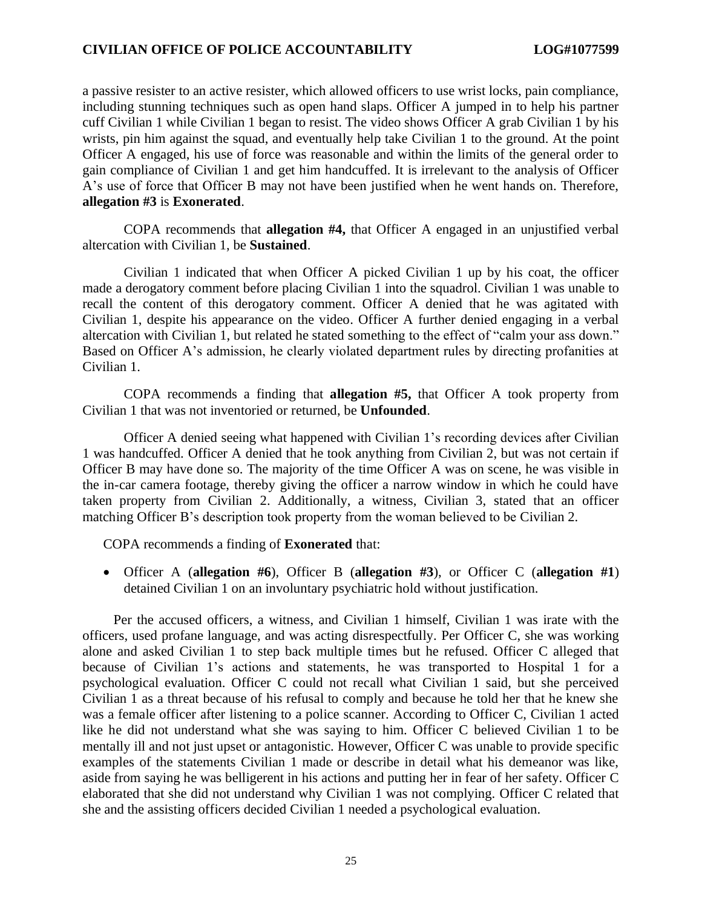a passive resister to an active resister, which allowed officers to use wrist locks, pain compliance, including stunning techniques such as open hand slaps. Officer A jumped in to help his partner cuff Civilian 1 while Civilian 1 began to resist. The video shows Officer A grab Civilian 1 by his wrists, pin him against the squad, and eventually help take Civilian 1 to the ground. At the point Officer A engaged, his use of force was reasonable and within the limits of the general order to gain compliance of Civilian 1 and get him handcuffed. It is irrelevant to the analysis of Officer A's use of force that Officer B may not have been justified when he went hands on. Therefore, **allegation #3** is **Exonerated**.

COPA recommends that **allegation #4,** that Officer A engaged in an unjustified verbal altercation with Civilian 1, be **Sustained**.

Civilian 1 indicated that when Officer A picked Civilian 1 up by his coat, the officer made a derogatory comment before placing Civilian 1 into the squadrol. Civilian 1 was unable to recall the content of this derogatory comment. Officer A denied that he was agitated with Civilian 1, despite his appearance on the video. Officer A further denied engaging in a verbal altercation with Civilian 1, but related he stated something to the effect of "calm your ass down." Based on Officer A's admission, he clearly violated department rules by directing profanities at Civilian 1.

COPA recommends a finding that **allegation #5,** that Officer A took property from Civilian 1 that was not inventoried or returned, be **Unfounded**.

Officer A denied seeing what happened with Civilian 1's recording devices after Civilian 1 was handcuffed. Officer A denied that he took anything from Civilian 2, but was not certain if Officer B may have done so. The majority of the time Officer A was on scene, he was visible in the in-car camera footage, thereby giving the officer a narrow window in which he could have taken property from Civilian 2. Additionally, a witness, Civilian 3, stated that an officer matching Officer B's description took property from the woman believed to be Civilian 2.

COPA recommends a finding of **Exonerated** that:

- Officer A (**allegation #6**), Officer B (**allegation #3**), or Officer C (**allegation #1**) detained Civilian 1 on an involuntary psychiatric hold without justification.

Per the accused officers, a witness, and Civilian 1 himself, Civilian 1 was irate with the officers, used profane language, and was acting disrespectfully. Per Officer C, she was working alone and asked Civilian 1 to step back multiple times but he refused. Officer C alleged that because of Civilian 1's actions and statements, he was transported to Hospital 1 for a psychological evaluation. Officer C could not recall what Civilian 1 said, but she perceived Civilian 1 as a threat because of his refusal to comply and because he told her that he knew she was a female officer after listening to a police scanner. According to Officer C, Civilian 1 acted like he did not understand what she was saying to him. Officer C believed Civilian 1 to be mentally ill and not just upset or antagonistic. However, Officer C was unable to provide specific examples of the statements Civilian 1 made or describe in detail what his demeanor was like, aside from saying he was belligerent in his actions and putting her in fear of her safety. Officer C elaborated that she did not understand why Civilian 1 was not complying. Officer C related that she and the assisting officers decided Civilian 1 needed a psychological evaluation.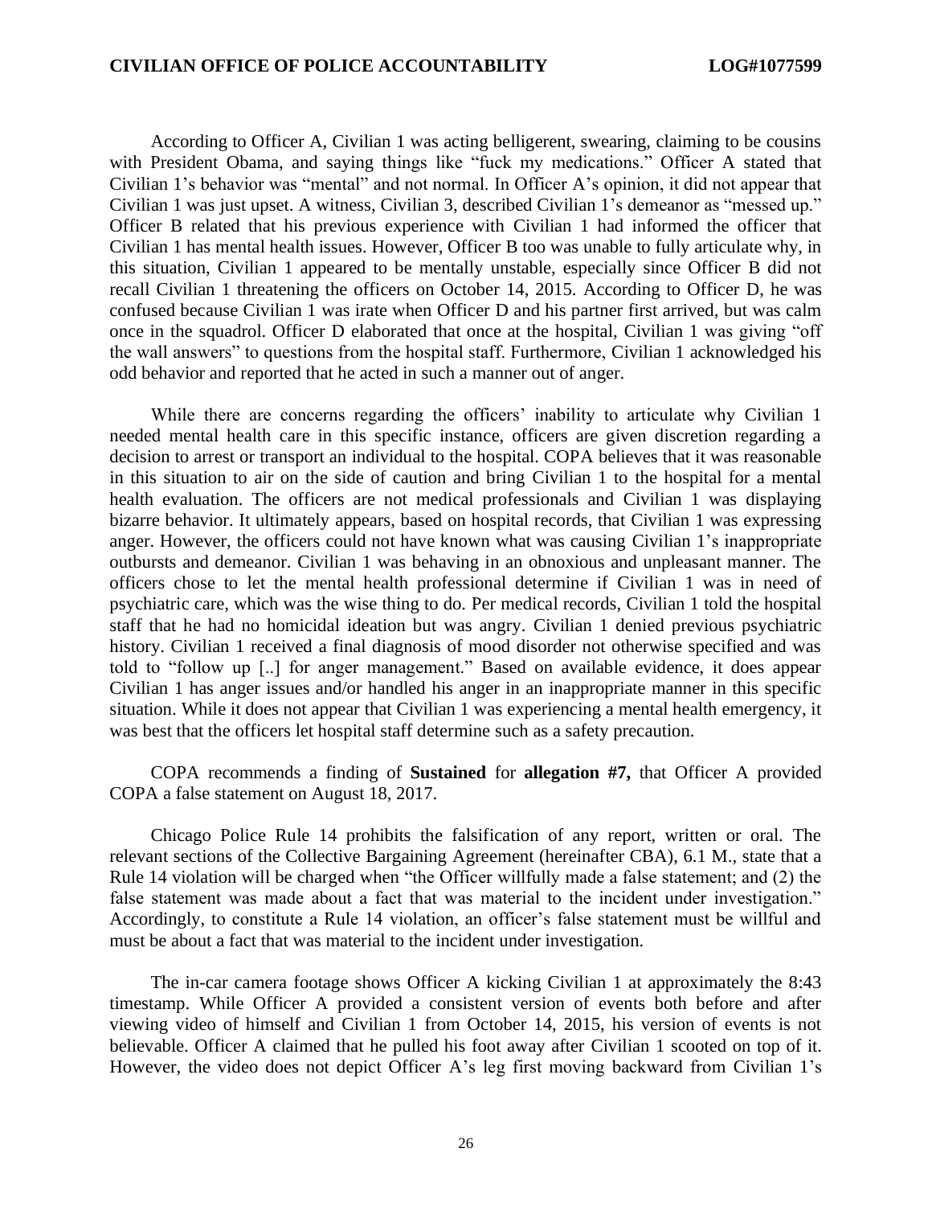According to Officer A, Civilian 1 was acting belligerent, swearing, claiming to be cousins with President Obama, and saying things like "fuck my medications." Officer A stated that Civilian 1's behavior was "mental" and not normal. In Officer A's opinion, it did not appear that Civilian 1 was just upset. A witness, Civilian 3, described Civilian 1's demeanor as "messed up." Officer B related that his previous experience with Civilian 1 had informed the officer that Civilian 1 has mental health issues. However, Officer B too was unable to fully articulate why, in this situation, Civilian 1 appeared to be mentally unstable, especially since Officer B did not recall Civilian 1 threatening the officers on October 14, 2015. According to Officer D, he was confused because Civilian 1 was irate when Officer D and his partner first arrived, but was calm once in the squadrol. Officer D elaborated that once at the hospital, Civilian 1 was giving "off the wall answers" to questions from the hospital staff. Furthermore, Civilian 1 acknowledged his odd behavior and reported that he acted in such a manner out of anger.

While there are concerns regarding the officers' inability to articulate why Civilian 1 needed mental health care in this specific instance, officers are given discretion regarding a decision to arrest or transport an individual to the hospital. COPA believes that it was reasonable in this situation to air on the side of caution and bring Civilian 1 to the hospital for a mental health evaluation. The officers are not medical professionals and Civilian 1 was displaying bizarre behavior. It ultimately appears, based on hospital records, that Civilian 1 was expressing anger. However, the officers could not have known what was causing Civilian 1's inappropriate outbursts and demeanor. Civilian 1 was behaving in an obnoxious and unpleasant manner. The officers chose to let the mental health professional determine if Civilian 1 was in need of psychiatric care, which was the wise thing to do. Per medical records, Civilian 1 told the hospital staff that he had no homicidal ideation but was angry. Civilian 1 denied previous psychiatric history. Civilian 1 received a final diagnosis of mood disorder not otherwise specified and was told to "follow up [..] for anger management." Based on available evidence, it does appear Civilian 1 has anger issues and/or handled his anger in an inappropriate manner in this specific situation. While it does not appear that Civilian 1 was experiencing a mental health emergency, it was best that the officers let hospital staff determine such as a safety precaution.

COPA recommends a finding of **Sustained** for **allegation #7,** that Officer A provided COPA a false statement on August 18, 2017.

Chicago Police Rule 14 prohibits the falsification of any report, written or oral. The relevant sections of the Collective Bargaining Agreement (hereinafter CBA), 6.1 M., state that a Rule 14 violation will be charged when "the Officer willfully made a false statement; and (2) the false statement was made about a fact that was material to the incident under investigation." Accordingly, to constitute a Rule 14 violation, an officer's false statement must be willful and must be about a fact that was material to the incident under investigation.

The in-car camera footage shows Officer A kicking Civilian 1 at approximately the 8:43 timestamp. While Officer A provided a consistent version of events both before and after viewing video of himself and Civilian 1 from October 14, 2015, his version of events is not believable. Officer A claimed that he pulled his foot away after Civilian 1 scooted on top of it. However, the video does not depict Officer A's leg first moving backward from Civilian 1's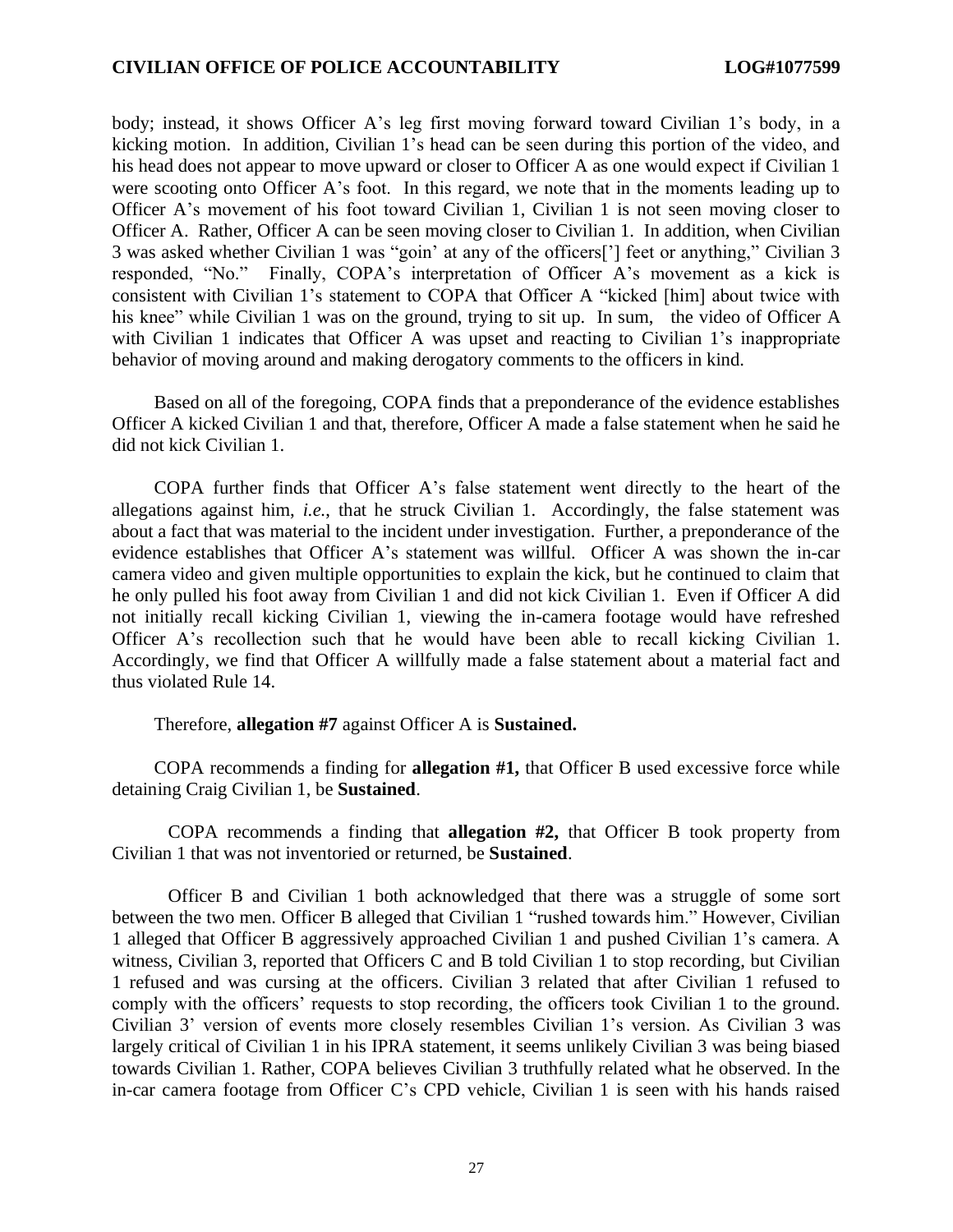body; instead, it shows Officer A's leg first moving forward toward Civilian 1's body, in a kicking motion. In addition, Civilian 1's head can be seen during this portion of the video, and his head does not appear to move upward or closer to Officer A as one would expect if Civilian 1 were scooting onto Officer A's foot. In this regard, we note that in the moments leading up to Officer A's movement of his foot toward Civilian 1, Civilian 1 is not seen moving closer to Officer A. Rather, Officer A can be seen moving closer to Civilian 1. In addition, when Civilian 3 was asked whether Civilian 1 was "goin' at any of the officers['] feet or anything," Civilian 3 responded, "No." Finally, COPA's interpretation of Officer A's movement as a kick is consistent with Civilian 1's statement to COPA that Officer A "kicked [him] about twice with his knee" while Civilian 1 was on the ground, trying to sit up. In sum, the video of Officer A with Civilian 1 indicates that Officer A was upset and reacting to Civilian 1's inappropriate behavior of moving around and making derogatory comments to the officers in kind.

Based on all of the foregoing, COPA finds that a preponderance of the evidence establishes Officer A kicked Civilian 1 and that, therefore, Officer A made a false statement when he said he did not kick Civilian 1.

COPA further finds that Officer A's false statement went directly to the heart of the allegations against him, *i.e.*, that he struck Civilian 1. Accordingly, the false statement was about a fact that was material to the incident under investigation. Further, a preponderance of the evidence establishes that Officer A's statement was willful. Officer A was shown the in-car camera video and given multiple opportunities to explain the kick, but he continued to claim that he only pulled his foot away from Civilian 1 and did not kick Civilian 1. Even if Officer A did not initially recall kicking Civilian 1, viewing the in-camera footage would have refreshed Officer A's recollection such that he would have been able to recall kicking Civilian 1. Accordingly, we find that Officer A willfully made a false statement about a material fact and thus violated Rule 14.

Therefore, **allegation #7** against Officer A is **Sustained.**

COPA recommends a finding for **allegation #1,** that Officer B used excessive force while detaining Craig Civilian 1, be **Sustained**.

COPA recommends a finding that **allegation #2,** that Officer B took property from Civilian 1 that was not inventoried or returned, be **Sustained**.

Officer B and Civilian 1 both acknowledged that there was a struggle of some sort between the two men. Officer B alleged that Civilian 1 "rushed towards him." However, Civilian 1 alleged that Officer B aggressively approached Civilian 1 and pushed Civilian 1's camera. A witness, Civilian 3, reported that Officers C and B told Civilian 1 to stop recording, but Civilian 1 refused and was cursing at the officers. Civilian 3 related that after Civilian 1 refused to comply with the officers' requests to stop recording, the officers took Civilian 1 to the ground. Civilian 3' version of events more closely resembles Civilian 1's version. As Civilian 3 was largely critical of Civilian 1 in his IPRA statement, it seems unlikely Civilian 3 was being biased towards Civilian 1. Rather, COPA believes Civilian 3 truthfully related what he observed. In the in-car camera footage from Officer C's CPD vehicle, Civilian 1 is seen with his hands raised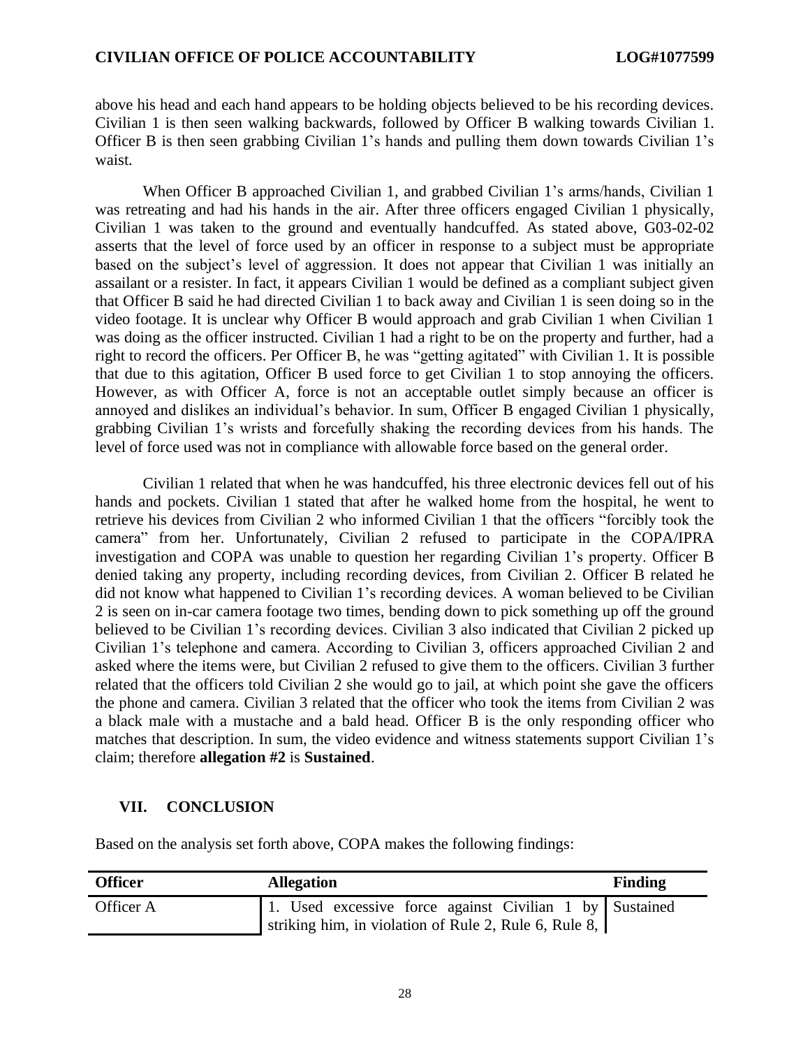above his head and each hand appears to be holding objects believed to be his recording devices. Civilian 1 is then seen walking backwards, followed by Officer B walking towards Civilian 1. Officer B is then seen grabbing Civilian 1's hands and pulling them down towards Civilian 1's waist.

When Officer B approached Civilian 1, and grabbed Civilian 1's arms/hands, Civilian 1 was retreating and had his hands in the air. After three officers engaged Civilian 1 physically, Civilian 1 was taken to the ground and eventually handcuffed. As stated above, G03-02-02 asserts that the level of force used by an officer in response to a subject must be appropriate based on the subject's level of aggression. It does not appear that Civilian 1 was initially an assailant or a resister. In fact, it appears Civilian 1 would be defined as a compliant subject given that Officer B said he had directed Civilian 1 to back away and Civilian 1 is seen doing so in the video footage. It is unclear why Officer B would approach and grab Civilian 1 when Civilian 1 was doing as the officer instructed. Civilian 1 had a right to be on the property and further, had a right to record the officers. Per Officer B, he was "getting agitated" with Civilian 1. It is possible that due to this agitation, Officer B used force to get Civilian 1 to stop annoying the officers. However, as with Officer A, force is not an acceptable outlet simply because an officer is annoyed and dislikes an individual's behavior. In sum, Officer B engaged Civilian 1 physically, grabbing Civilian 1's wrists and forcefully shaking the recording devices from his hands. The level of force used was not in compliance with allowable force based on the general order.

Civilian 1 related that when he was handcuffed, his three electronic devices fell out of his hands and pockets. Civilian 1 stated that after he walked home from the hospital, he went to retrieve his devices from Civilian 2 who informed Civilian 1 that the officers "forcibly took the camera" from her. Unfortunately, Civilian 2 refused to participate in the COPA/IPRA investigation and COPA was unable to question her regarding Civilian 1's property. Officer B denied taking any property, including recording devices, from Civilian 2. Officer B related he did not know what happened to Civilian 1's recording devices. A woman believed to be Civilian 2 is seen on in-car camera footage two times, bending down to pick something up off the ground believed to be Civilian 1's recording devices. Civilian 3 also indicated that Civilian 2 picked up Civilian 1's telephone and camera. According to Civilian 3, officers approached Civilian 2 and asked where the items were, but Civilian 2 refused to give them to the officers. Civilian 3 further related that the officers told Civilian 2 she would go to jail, at which point she gave the officers the phone and camera. Civilian 3 related that the officer who took the items from Civilian 2 was a black male with a mustache and a bald head. Officer B is the only responding officer who matches that description. In sum, the video evidence and witness statements support Civilian 1's claim; therefore **allegation #2** is **Sustained**.

## VII. CONCLUSION

Based on the analysis set forth above, COPA makes the following findings:

| Officer | Allegation | Finding |
|---|---|---|
| Officer A | 1. Used excessive force against Civilian 1 by striking him, in violation of Rule 2, Rule 6, Rule 8, | Sustained |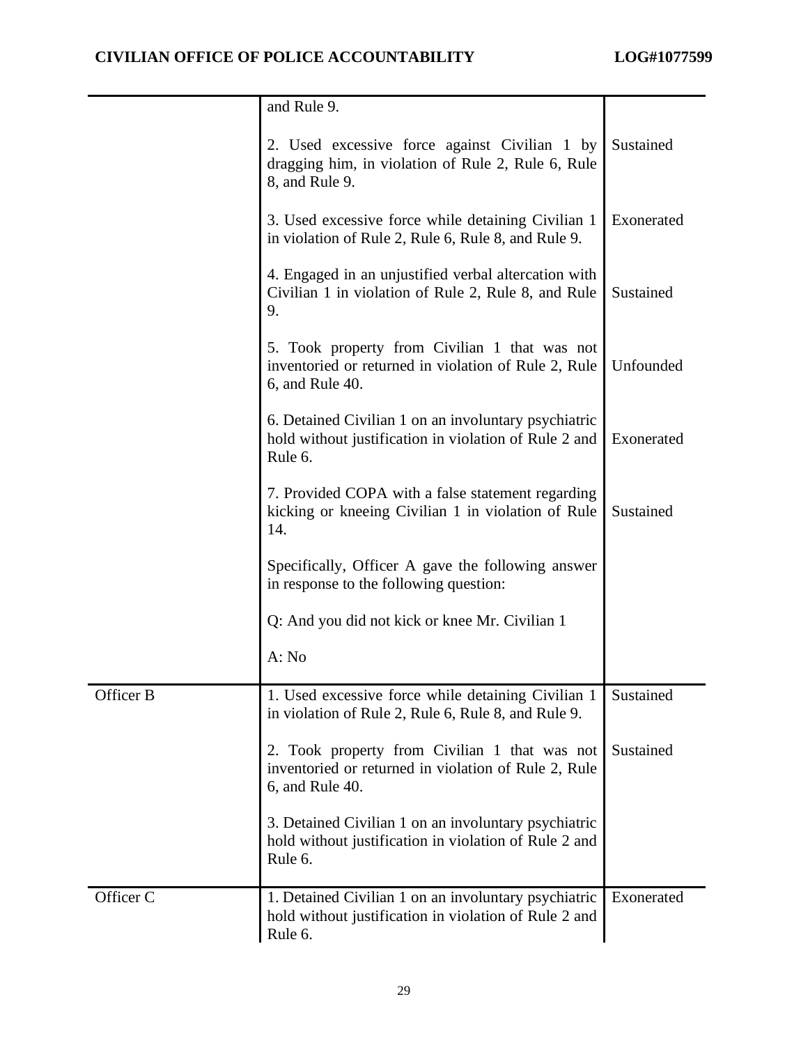| | | |
|---|---|---|
| | and Rule 9. | |
| | 2. Used excessive force against Civilian 1 by dragging him, in violation of Rule 2, Rule 6, Rule 8, and Rule 9. | Sustained |
| | 3. Used excessive force while detaining Civilian 1 in violation of Rule 2, Rule 6, Rule 8, and Rule 9. | Exonerated |
| | 4. Engaged in an unjustified verbal altercation with Civilian 1 in violation of Rule 2, Rule 8, and Rule 9. | Sustained |
| | 5. Took property from Civilian 1 that was not inventoried or returned in violation of Rule 2, Rule 6, and Rule 40. | Unfounded |
| | 6. Detained Civilian 1 on an involuntary psychiatric hold without justification in violation of Rule 2 and Rule 6. | Exonerated |
| | 7. Provided COPA with a false statement regarding kicking or kneeing Civilian 1 in violation of Rule 14.<br><br>Specifically, Officer A gave the following answer in response to the following question:<br><br>Q: And you did not kick or knee Mr. Civilian 1<br><br>A: No | Sustained |
| Officer B | 1. Used excessive force while detaining Civilian 1 in violation of Rule 2, Rule 6, Rule 8, and Rule 9. | Sustained |
| | 2. Took property from Civilian 1 that was not inventoried or returned in violation of Rule 2, Rule 6, and Rule 40. | Sustained |
| | 3. Detained Civilian 1 on an involuntary psychiatric hold without justification in violation of Rule 2 and Rule 6. | |
| Officer C | 1. Detained Civilian 1 on an involuntary psychiatric hold without justification in violation of Rule 2 and Rule 6. | Exonerated |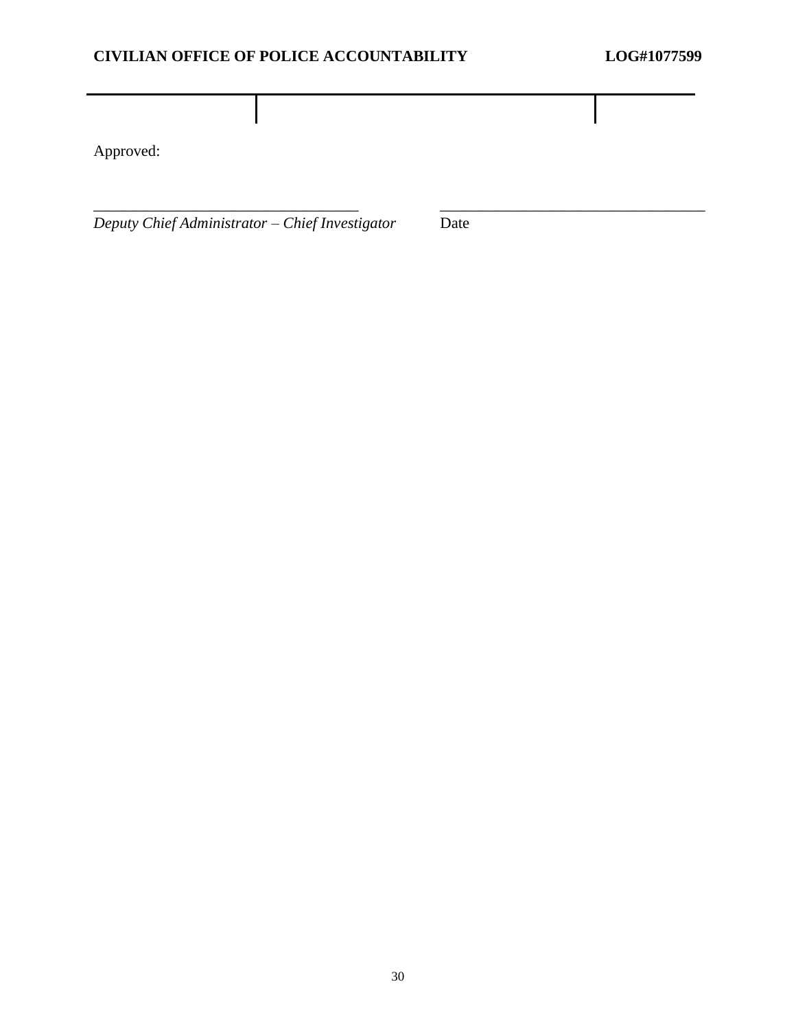Approved:

______________________________ ______________________________

*Deputy Chief Administrator – Chief Investigator* Date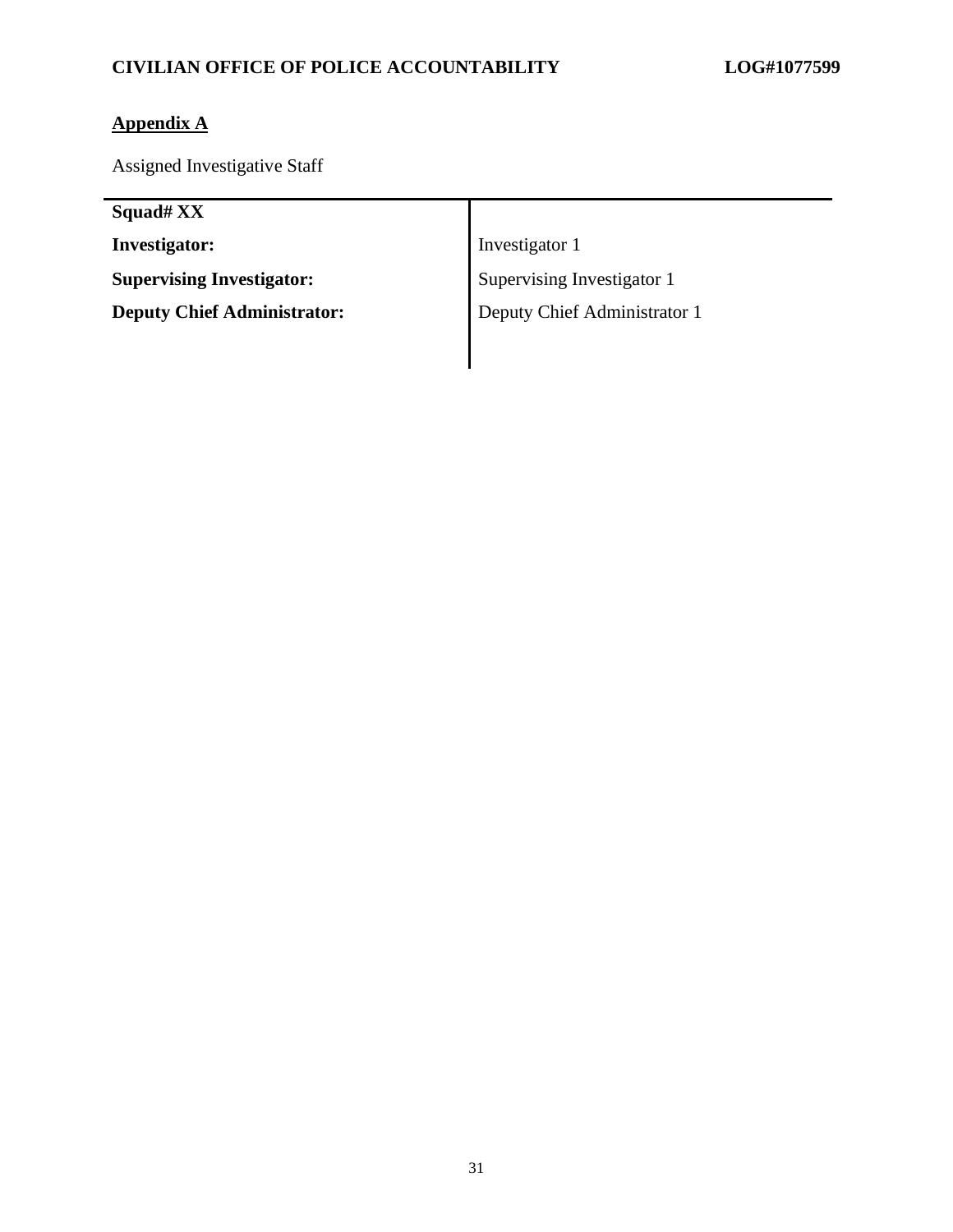## Appendix A

Assigned Investigative Staff

| | |
|---|---|
| **Squad# XX** | |
| **Investigator:** | Investigator 1 |
| **Supervising Investigator:** | Supervising Investigator 1 |
| **Deputy Chief Administrator:** | Deputy Chief Administrator 1 |